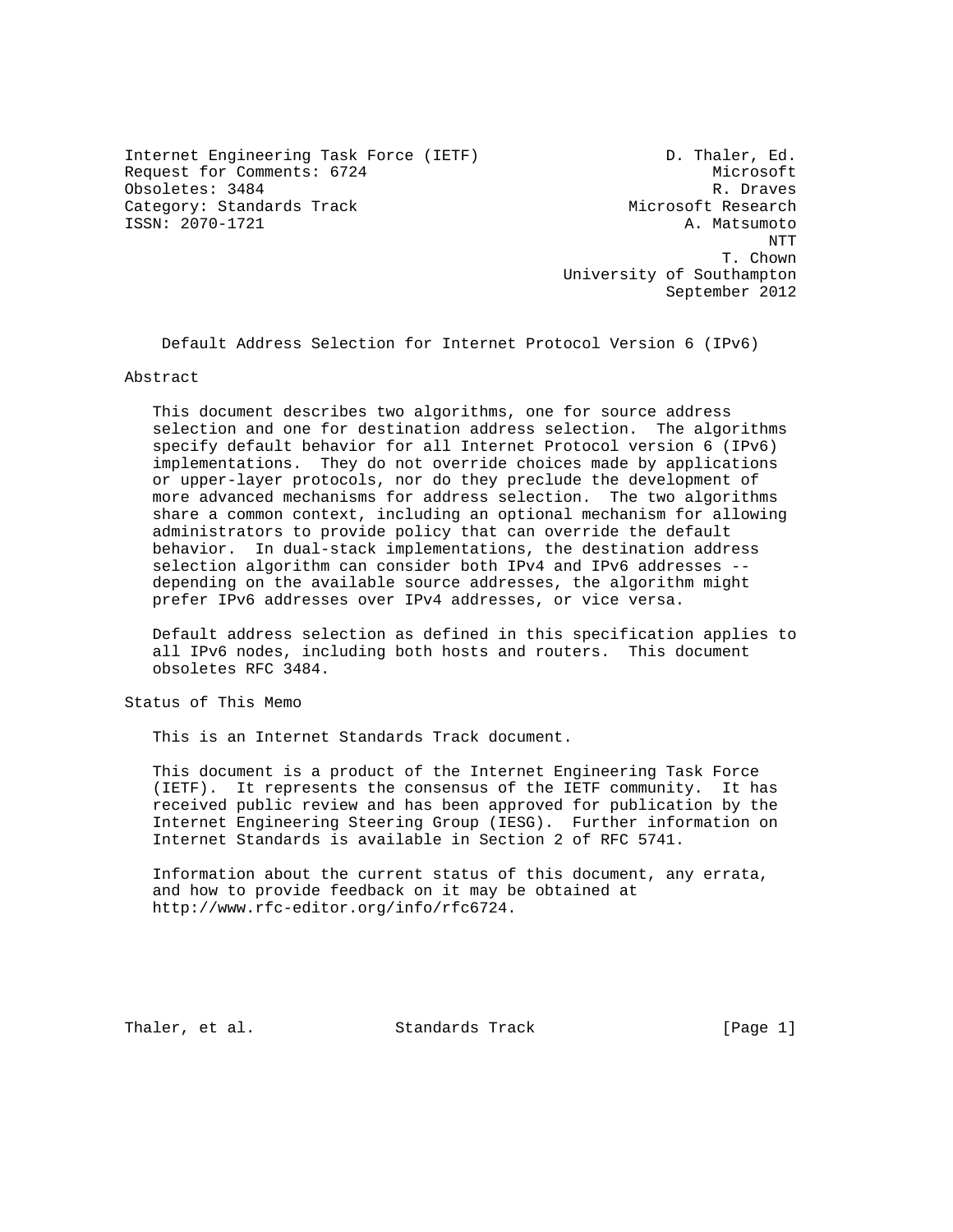Internet Engineering Task Force (IETF) D. Thaler, Ed.
Request for Comments: 6724 Microsoft
Obsoletes: 3484 R. Draves
Category: Standards Track Microsoft Research
ISSN: 2070-1721 A. Matsumoto
NTT
T. Chown
University of Southampton
September 2012

# Default Address Selection for Internet Protocol Version 6 (IPv6)

## Abstract

This document describes two algorithms, one for source address selection and one for destination address selection. The algorithms specify default behavior for all Internet Protocol version 6 (IPv6) implementations. They do not override choices made by applications or upper-layer protocols, nor do they preclude the development of more advanced mechanisms for address selection. The two algorithms share a common context, including an optional mechanism for allowing administrators to provide policy that can override the default behavior. In dual-stack implementations, the destination address selection algorithm can consider both IPv4 and IPv6 addresses -- depending on the available source addresses, the algorithm might prefer IPv6 addresses over IPv4 addresses, or vice versa.

Default address selection as defined in this specification applies to all IPv6 nodes, including both hosts and routers. This document obsoletes RFC 3484.

## Status of This Memo

This is an Internet Standards Track document.

This document is a product of the Internet Engineering Task Force (IETF). It represents the consensus of the IETF community. It has received public review and has been approved for publication by the Internet Engineering Steering Group (IESG). Further information on Internet Standards is available in Section 2 of RFC 5741.

Information about the current status of this document, any errata, and how to provide feedback on it may be obtained at http://www.rfc-editor.org/info/rfc6724.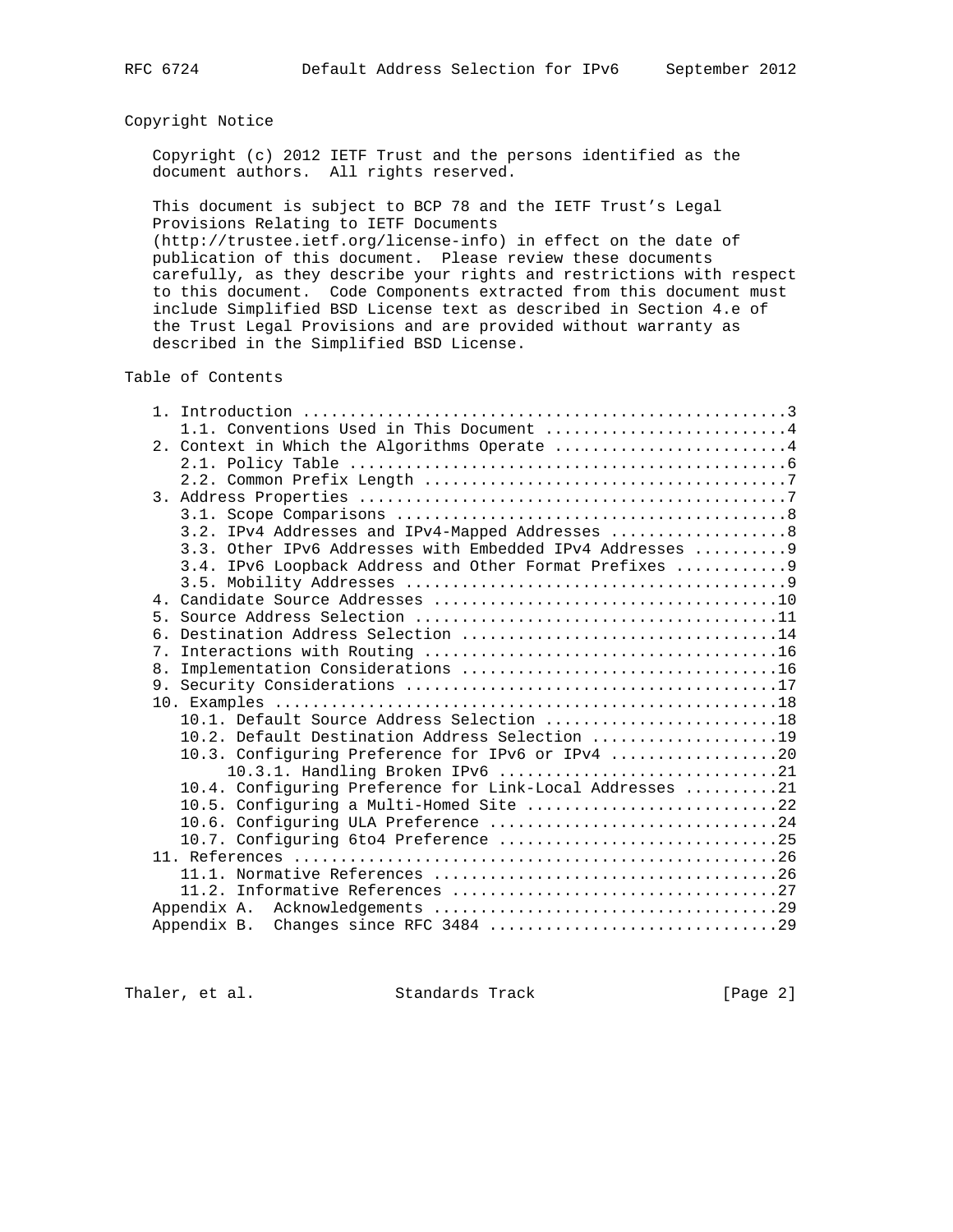## Copyright Notice

Copyright (c) 2012 IETF Trust and the persons identified as the document authors. All rights reserved.

This document is subject to BCP 78 and the IETF Trust's Legal Provisions Relating to IETF Documents (http://trustee.ietf.org/license-info) in effect on the date of publication of this document. Please review these documents carefully, as they describe your rights and restrictions with respect to this document. Code Components extracted from this document must include Simplified BSD License text as described in Section 4.e of the Trust Legal Provisions and are provided without warranty as described in the Simplified BSD License.

## Table of Contents

```
   1. Introduction ....................................................3
      1.1. Conventions Used in This Document ..........................4
   2. Context in Which the Algorithms Operate .........................4
      2.1. Policy Table ...............................................6
      2.2. Common Prefix Length .......................................7
   3. Address Properties ..............................................7
      3.1. Scope Comparisons ..........................................8
      3.2. IPv4 Addresses and IPv4-Mapped Addresses ...................8
      3.3. Other IPv6 Addresses with Embedded IPv4 Addresses ..........9
      3.4. IPv6 Loopback Address and Other Format Prefixes ............9
      3.5. Mobility Addresses .........................................9
   4. Candidate Source Addresses .....................................10
   5. Source Address Selection .......................................11
   6. Destination Address Selection ..................................14
   7. Interactions with Routing ......................................16
   8. Implementation Considerations ..................................16
   9. Security Considerations ........................................17
   10. Examples ......................................................18
      10.1. Default Source Address Selection .........................18
      10.2. Default Destination Address Selection ....................19
      10.3. Configuring Preference for IPv6 or IPv4 ..................20
           10.3.1. Handling Broken IPv6 ..............................21
      10.4. Configuring Preference for Link-Local Addresses ..........21
      10.5. Configuring a Multi-Homed Site ...........................22
      10.6. Configuring ULA Preference ...............................24
      10.7. Configuring 6to4 Preference ..............................25
   11. References ....................................................26
      11.1. Normative References .....................................26
      11.2. Informative References ...................................27
   Appendix A.  Acknowledgements .....................................29
   Appendix B.  Changes since RFC 3484 ...............................29
```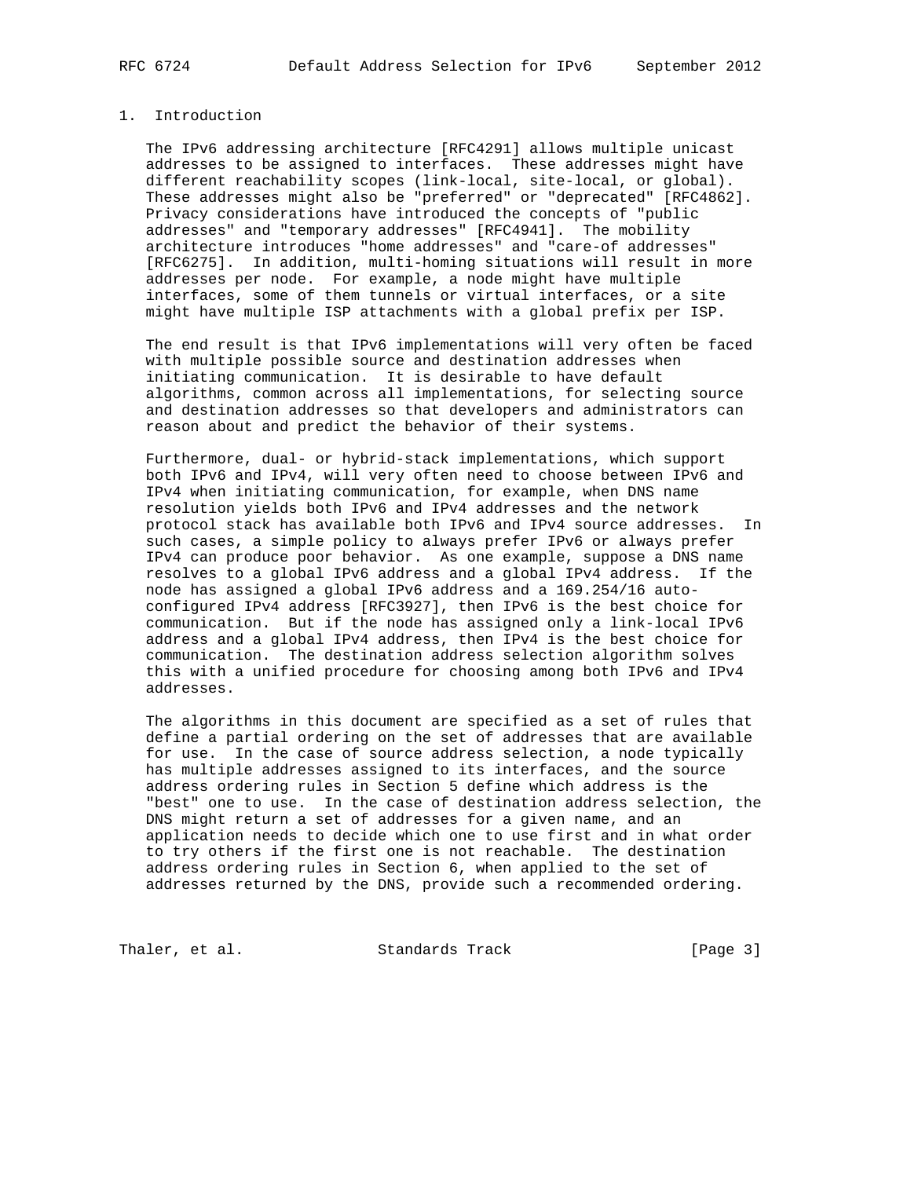## 1. Introduction

The IPv6 addressing architecture [RFC4291] allows multiple unicast addresses to be assigned to interfaces. These addresses might have different reachability scopes (link-local, site-local, or global). These addresses might also be "preferred" or "deprecated" [RFC4862]. Privacy considerations have introduced the concepts of "public addresses" and "temporary addresses" [RFC4941]. The mobility architecture introduces "home addresses" and "care-of addresses" [RFC6275]. In addition, multi-homing situations will result in more addresses per node. For example, a node might have multiple interfaces, some of them tunnels or virtual interfaces, or a site might have multiple ISP attachments with a global prefix per ISP.

The end result is that IPv6 implementations will very often be faced with multiple possible source and destination addresses when initiating communication. It is desirable to have default algorithms, common across all implementations, for selecting source and destination addresses so that developers and administrators can reason about and predict the behavior of their systems.

Furthermore, dual- or hybrid-stack implementations, which support both IPv6 and IPv4, will very often need to choose between IPv6 and IPv4 when initiating communication, for example, when DNS name resolution yields both IPv6 and IPv4 addresses and the network protocol stack has available both IPv6 and IPv4 source addresses. In such cases, a simple policy to always prefer IPv6 or always prefer IPv4 can produce poor behavior. As one example, suppose a DNS name resolves to a global IPv6 address and a global IPv4 address. If the node has assigned a global IPv6 address and a 169.254/16 auto-configured IPv4 address [RFC3927], then IPv6 is the best choice for communication. But if the node has assigned only a link-local IPv6 address and a global IPv4 address, then IPv4 is the best choice for communication. The destination address selection algorithm solves this with a unified procedure for choosing among both IPv6 and IPv4 addresses.

The algorithms in this document are specified as a set of rules that define a partial ordering on the set of addresses that are available for use. In the case of source address selection, a node typically has multiple addresses assigned to its interfaces, and the source address ordering rules in Section 5 define which address is the "best" one to use. In the case of destination address selection, the DNS might return a set of addresses for a given name, and an application needs to decide which one to use first and in what order to try others if the first one is not reachable. The destination address ordering rules in Section 6, when applied to the set of addresses returned by the DNS, provide such a recommended ordering.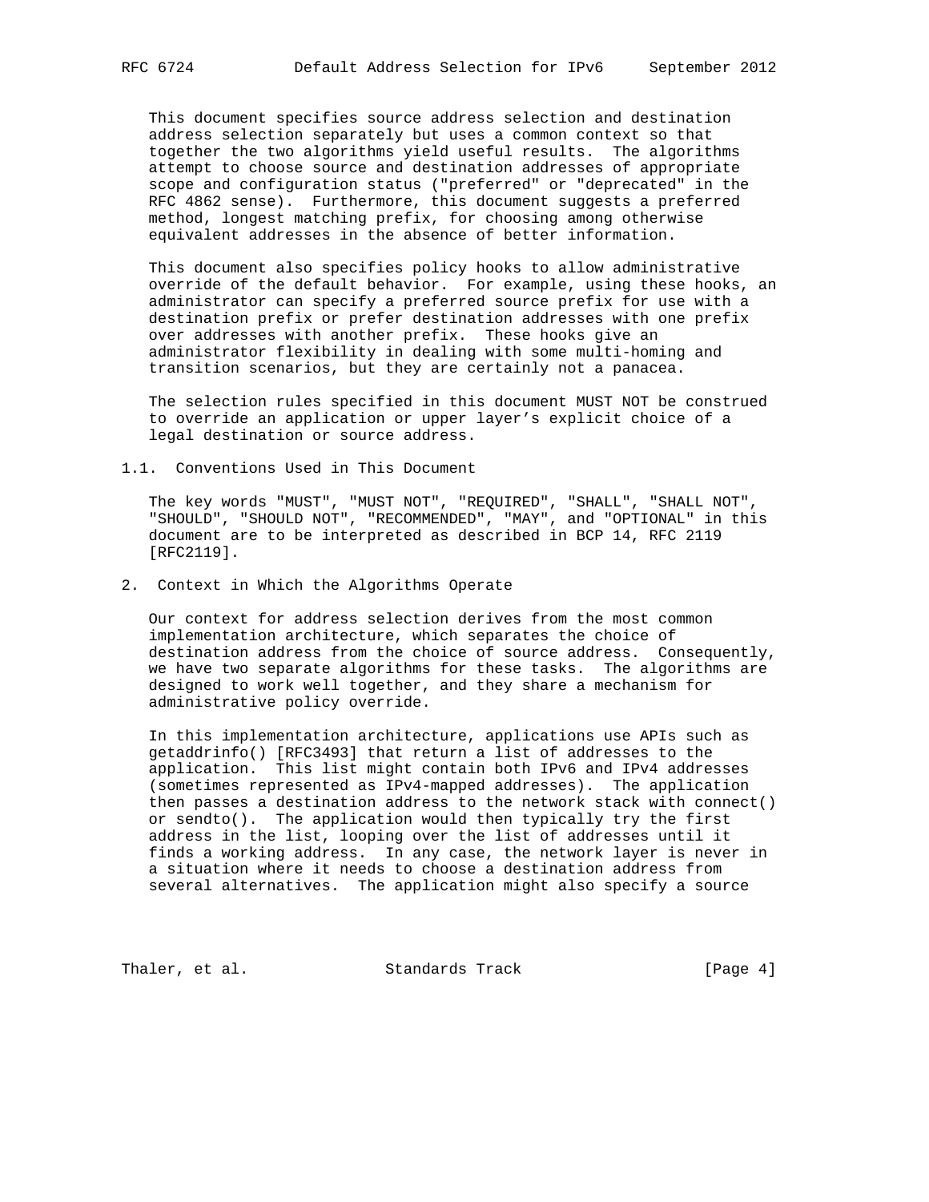This document specifies source address selection and destination address selection separately but uses a common context so that together the two algorithms yield useful results. The algorithms attempt to choose source and destination addresses of appropriate scope and configuration status ("preferred" or "deprecated" in the RFC 4862 sense). Furthermore, this document suggests a preferred method, longest matching prefix, for choosing among otherwise equivalent addresses in the absence of better information.

This document also specifies policy hooks to allow administrative override of the default behavior. For example, using these hooks, an administrator can specify a preferred source prefix for use with a destination prefix or prefer destination addresses with one prefix over addresses with another prefix. These hooks give an administrator flexibility in dealing with some multi-homing and transition scenarios, but they are certainly not a panacea.

The selection rules specified in this document MUST NOT be construed to override an application or upper layer's explicit choice of a legal destination or source address.

### 1.1. Conventions Used in This Document

The key words "MUST", "MUST NOT", "REQUIRED", "SHALL", "SHALL NOT", "SHOULD", "SHOULD NOT", "RECOMMENDED", "MAY", and "OPTIONAL" in this document are to be interpreted as described in BCP 14, RFC 2119 [RFC2119].

## 2. Context in Which the Algorithms Operate

Our context for address selection derives from the most common implementation architecture, which separates the choice of destination address from the choice of source address. Consequently, we have two separate algorithms for these tasks. The algorithms are designed to work well together, and they share a mechanism for administrative policy override.

In this implementation architecture, applications use APIs such as getaddrinfo() [RFC3493] that return a list of addresses to the application. This list might contain both IPv6 and IPv4 addresses (sometimes represented as IPv4-mapped addresses). The application then passes a destination address to the network stack with connect() or sendto(). The application would then typically try the first address in the list, looping over the list of addresses until it finds a working address. In any case, the network layer is never in a situation where it needs to choose a destination address from several alternatives. The application might also specify a source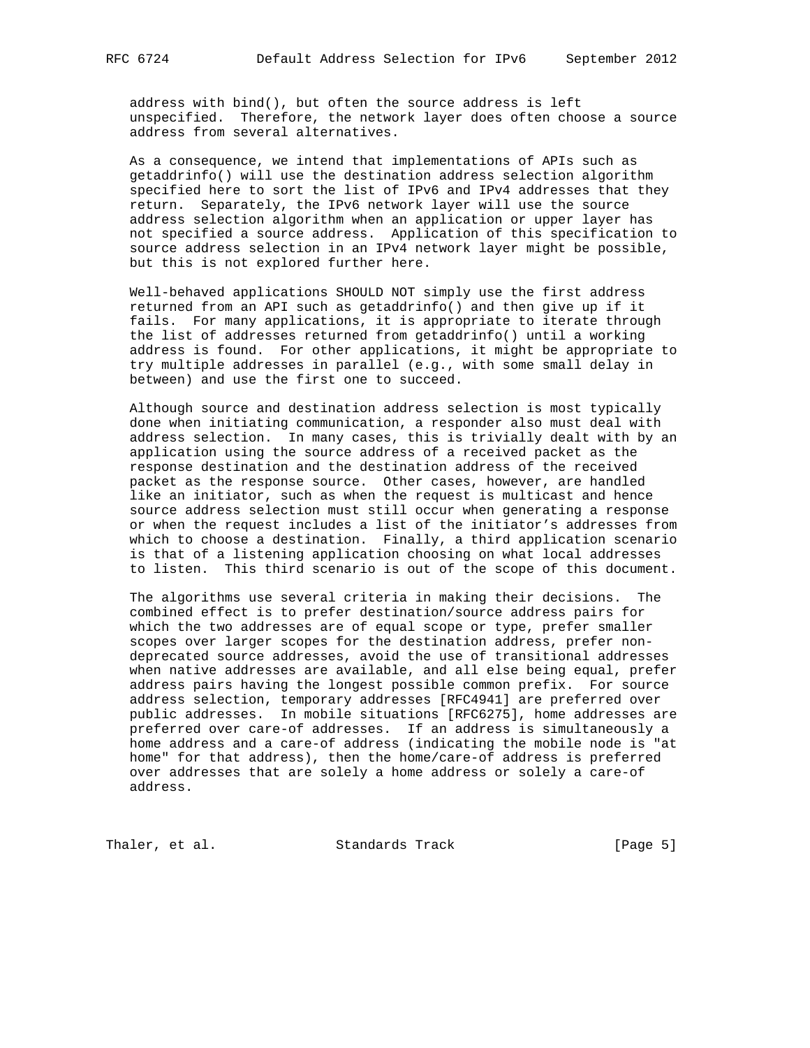address with bind(), but often the source address is left unspecified. Therefore, the network layer does often choose a source address from several alternatives.

As a consequence, we intend that implementations of APIs such as getaddrinfo() will use the destination address selection algorithm specified here to sort the list of IPv6 and IPv4 addresses that they return. Separately, the IPv6 network layer will use the source address selection algorithm when an application or upper layer has not specified a source address. Application of this specification to source address selection in an IPv4 network layer might be possible, but this is not explored further here.

Well-behaved applications SHOULD NOT simply use the first address returned from an API such as getaddrinfo() and then give up if it fails. For many applications, it is appropriate to iterate through the list of addresses returned from getaddrinfo() until a working address is found. For other applications, it might be appropriate to try multiple addresses in parallel (e.g., with some small delay in between) and use the first one to succeed.

Although source and destination address selection is most typically done when initiating communication, a responder also must deal with address selection. In many cases, this is trivially dealt with by an application using the source address of a received packet as the response destination and the destination address of the received packet as the response source. Other cases, however, are handled like an initiator, such as when the request is multicast and hence source address selection must still occur when generating a response or when the request includes a list of the initiator's addresses from which to choose a destination. Finally, a third application scenario is that of a listening application choosing on what local addresses to listen. This third scenario is out of the scope of this document.

The algorithms use several criteria in making their decisions. The combined effect is to prefer destination/source address pairs for which the two addresses are of equal scope or type, prefer smaller scopes over larger scopes for the destination address, prefer non-deprecated source addresses, avoid the use of transitional addresses when native addresses are available, and all else being equal, prefer address pairs having the longest possible common prefix. For source address selection, temporary addresses [RFC4941] are preferred over public addresses. In mobile situations [RFC6275], home addresses are preferred over care-of addresses. If an address is simultaneously a home address and a care-of address (indicating the mobile node is "at home" for that address), then the home/care-of address is preferred over addresses that are solely a home address or solely a care-of address.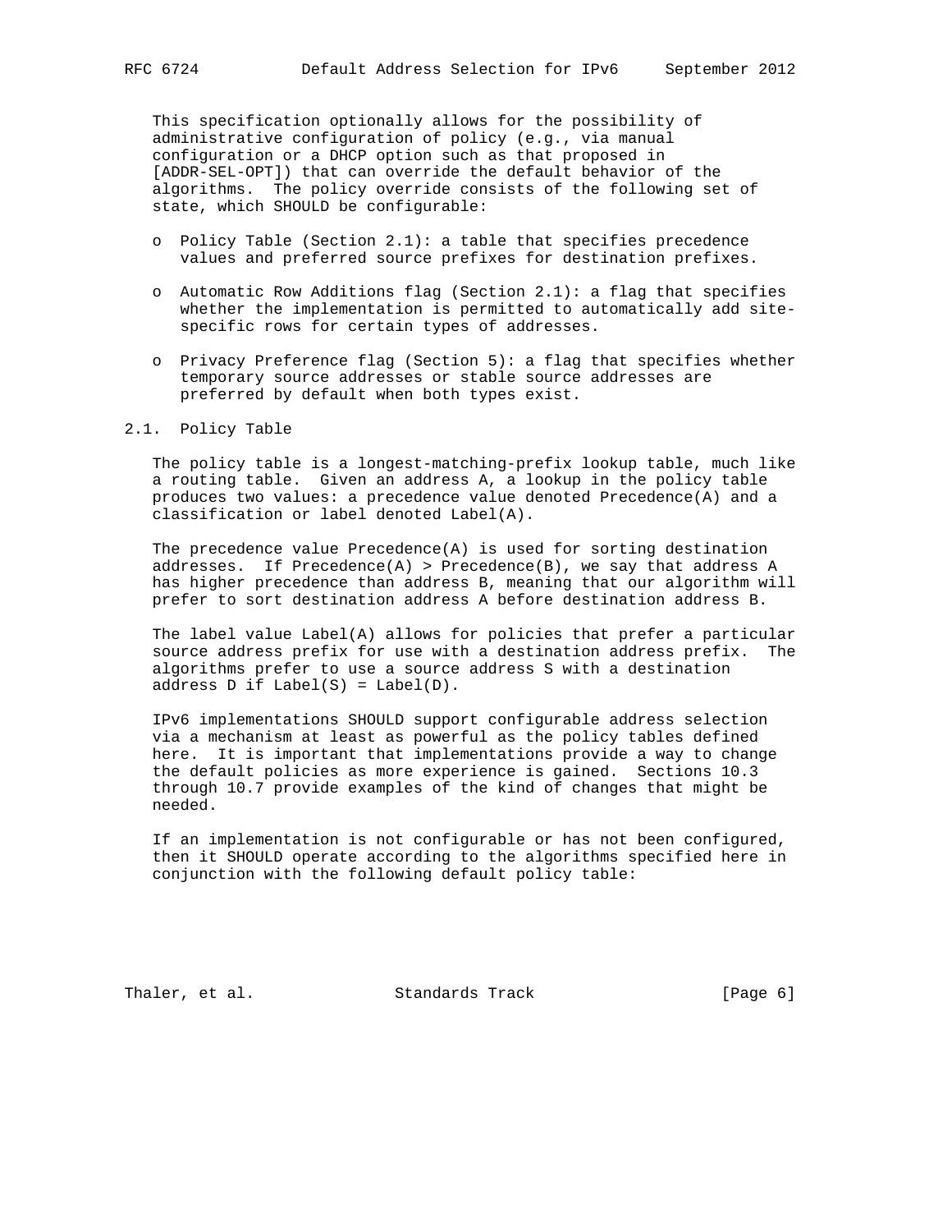This specification optionally allows for the possibility of administrative configuration of policy (e.g., via manual configuration or a DHCP option such as that proposed in [ADDR-SEL-OPT]) that can override the default behavior of the algorithms. The policy override consists of the following set of state, which SHOULD be configurable:

- Policy Table (Section 2.1): a table that specifies precedence values and preferred source prefixes for destination prefixes.
- Automatic Row Additions flag (Section 2.1): a flag that specifies whether the implementation is permitted to automatically add site-specific rows for certain types of addresses.
- Privacy Preference flag (Section 5): a flag that specifies whether temporary source addresses or stable source addresses are preferred by default when both types exist.

## 2.1. Policy Table

The policy table is a longest-matching-prefix lookup table, much like a routing table. Given an address A, a lookup in the policy table produces two values: a precedence value denoted Precedence(A) and a classification or label denoted Label(A).

The precedence value Precedence(A) is used for sorting destination addresses. If Precedence(A) > Precedence(B), we say that address A has higher precedence than address B, meaning that our algorithm will prefer to sort destination address A before destination address B.

The label value Label(A) allows for policies that prefer a particular source address prefix for use with a destination address prefix. The algorithms prefer to use a source address S with a destination address D if Label(S) = Label(D).

IPv6 implementations SHOULD support configurable address selection via a mechanism at least as powerful as the policy tables defined here. It is important that implementations provide a way to change the default policies as more experience is gained. Sections 10.3 through 10.7 provide examples of the kind of changes that might be needed.

If an implementation is not configurable or has not been configured, then it SHOULD operate according to the algorithms specified here in conjunction with the following default policy table: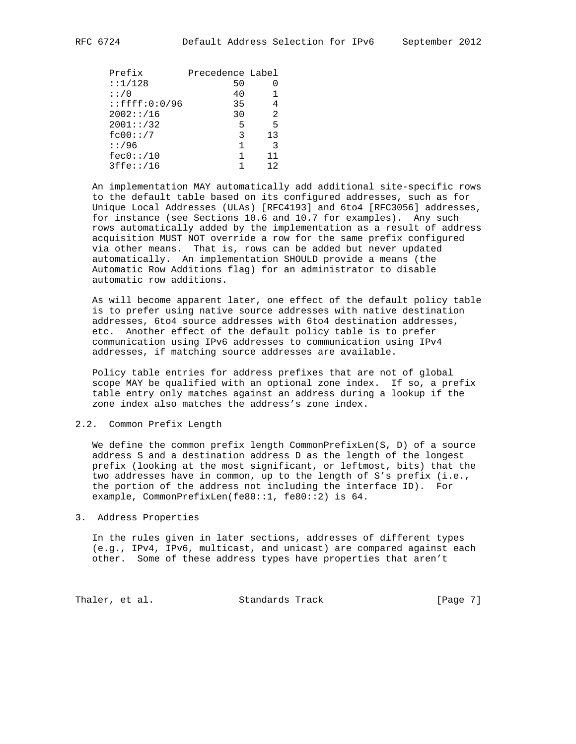| Prefix | Precedence | Label |
|---|---|---|
| ::1/128 | 50 | 0 |
| ::/0 | 40 | 1 |
| ::ffff:0:0/96 | 35 | 4 |
| 2002::/16 | 30 | 2 |
| 2001::/32 | 5 | 5 |
| fc00::/7 | 3 | 13 |
| ::/96 | 1 | 3 |
| fec0::/10 | 1 | 11 |
| 3ffe::/16 | 1 | 12 |

An implementation MAY automatically add additional site-specific rows to the default table based on its configured addresses, such as for Unique Local Addresses (ULAs) [RFC4193] and 6to4 [RFC3056] addresses, for instance (see Sections 10.6 and 10.7 for examples). Any such rows automatically added by the implementation as a result of address acquisition MUST NOT override a row for the same prefix configured via other means. That is, rows can be added but never updated automatically. An implementation SHOULD provide a means (the Automatic Row Additions flag) for an administrator to disable automatic row additions.

As will become apparent later, one effect of the default policy table is to prefer using native source addresses with native destination addresses, 6to4 source addresses with 6to4 destination addresses, etc. Another effect of the default policy table is to prefer communication using IPv6 addresses to communication using IPv4 addresses, if matching source addresses are available.

Policy table entries for address prefixes that are not of global scope MAY be qualified with an optional zone index. If so, a prefix table entry only matches against an address during a lookup if the zone index also matches the address's zone index.

## 2.2. Common Prefix Length

We define the common prefix length CommonPrefixLen(S, D) of a source address S and a destination address D as the length of the longest prefix (looking at the most significant, or leftmost, bits) that the two addresses have in common, up to the length of S's prefix (i.e., the portion of the address not including the interface ID). For example, CommonPrefixLen(fe80::1, fe80::2) is 64.

# 3. Address Properties

In the rules given in later sections, addresses of different types (e.g., IPv4, IPv6, multicast, and unicast) are compared against each other. Some of these address types have properties that aren't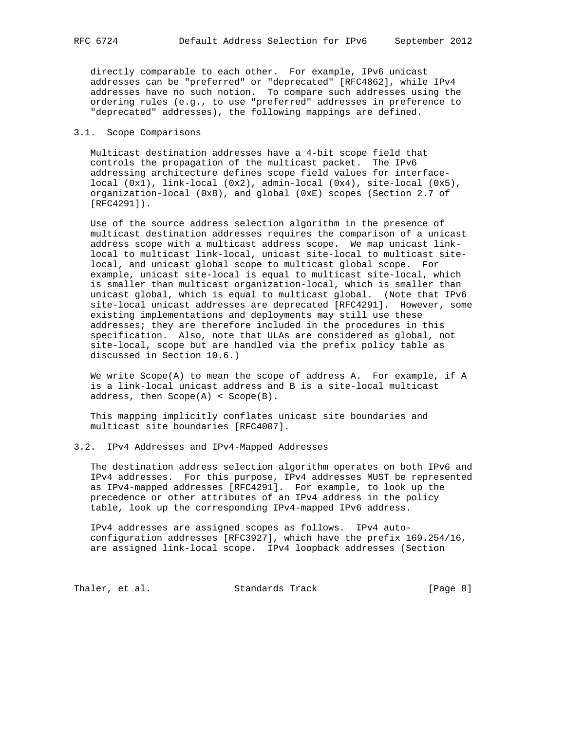directly comparable to each other. For example, IPv6 unicast addresses can be "preferred" or "deprecated" [RFC4862], while IPv4 addresses have no such notion. To compare such addresses using the ordering rules (e.g., to use "preferred" addresses in preference to "deprecated" addresses), the following mappings are defined.

### 3.1. Scope Comparisons

Multicast destination addresses have a 4-bit scope field that controls the propagation of the multicast packet. The IPv6 addressing architecture defines scope field values for interface-local (0x1), link-local (0x2), admin-local (0x4), site-local (0x5), organization-local (0x8), and global (0xE) scopes (Section 2.7 of [RFC4291]).

Use of the source address selection algorithm in the presence of multicast destination addresses requires the comparison of a unicast address scope with a multicast address scope. We map unicast link-local to multicast link-local, unicast site-local to multicast site-local, and unicast global scope to multicast global scope. For example, unicast site-local is equal to multicast site-local, which is smaller than multicast organization-local, which is smaller than unicast global, which is equal to multicast global. (Note that IPv6 site-local unicast addresses are deprecated [RFC4291]. However, some existing implementations and deployments may still use these addresses; they are therefore included in the procedures in this specification. Also, note that ULAs are considered as global, not site-local, scope but are handled via the prefix policy table as discussed in Section 10.6.)

We write Scope(A) to mean the scope of address A. For example, if A is a link-local unicast address and B is a site-local multicast address, then Scope(A) < Scope(B).

This mapping implicitly conflates unicast site boundaries and multicast site boundaries [RFC4007].

### 3.2. IPv4 Addresses and IPv4-Mapped Addresses

The destination address selection algorithm operates on both IPv6 and IPv4 addresses. For this purpose, IPv4 addresses MUST be represented as IPv4-mapped addresses [RFC4291]. For example, to look up the precedence or other attributes of an IPv4 address in the policy table, look up the corresponding IPv4-mapped IPv6 address.

IPv4 addresses are assigned scopes as follows. IPv4 auto-configuration addresses [RFC3927], which have the prefix 169.254/16, are assigned link-local scope. IPv4 loopback addresses (Section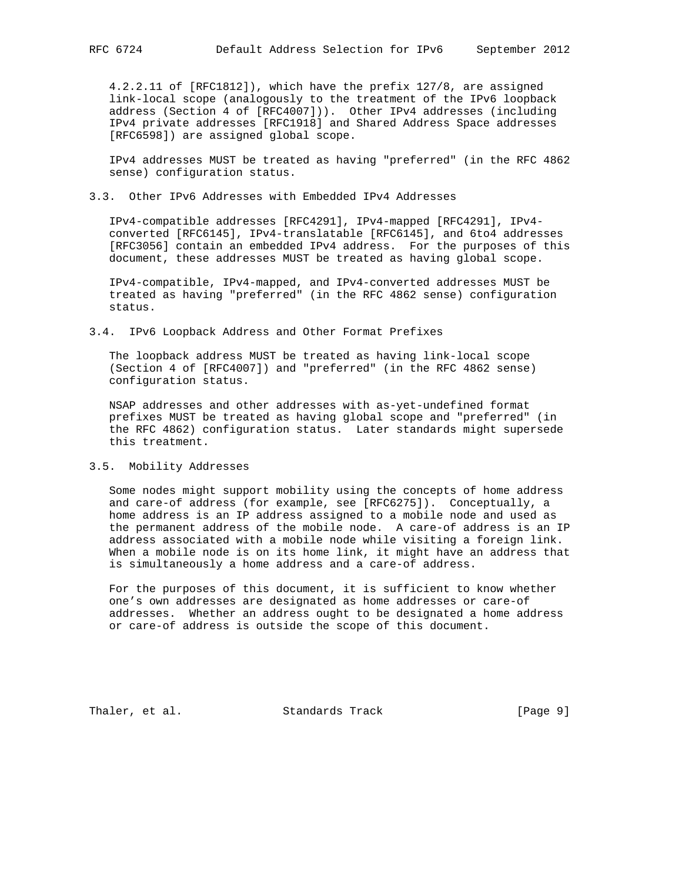4.2.2.11 of [RFC1812]), which have the prefix 127/8, are assigned link-local scope (analogously to the treatment of the IPv6 loopback address (Section 4 of [RFC4007])). Other IPv4 addresses (including IPv4 private addresses [RFC1918] and Shared Address Space addresses [RFC6598]) are assigned global scope.

IPv4 addresses MUST be treated as having "preferred" (in the RFC 4862 sense) configuration status.

### 3.3. Other IPv6 Addresses with Embedded IPv4 Addresses

IPv4-compatible addresses [RFC4291], IPv4-mapped [RFC4291], IPv4-converted [RFC6145], IPv4-translatable [RFC6145], and 6to4 addresses [RFC3056] contain an embedded IPv4 address. For the purposes of this document, these addresses MUST be treated as having global scope.

IPv4-compatible, IPv4-mapped, and IPv4-converted addresses MUST be treated as having "preferred" (in the RFC 4862 sense) configuration status.

### 3.4. IPv6 Loopback Address and Other Format Prefixes

The loopback address MUST be treated as having link-local scope (Section 4 of [RFC4007]) and "preferred" (in the RFC 4862 sense) configuration status.

NSAP addresses and other addresses with as-yet-undefined format prefixes MUST be treated as having global scope and "preferred" (in the RFC 4862) configuration status. Later standards might supersede this treatment.

### 3.5. Mobility Addresses

Some nodes might support mobility using the concepts of home address and care-of address (for example, see [RFC6275]). Conceptually, a home address is an IP address assigned to a mobile node and used as the permanent address of the mobile node. A care-of address is an IP address associated with a mobile node while visiting a foreign link. When a mobile node is on its home link, it might have an address that is simultaneously a home address and a care-of address.

For the purposes of this document, it is sufficient to know whether one's own addresses are designated as home addresses or care-of addresses. Whether an address ought to be designated a home address or care-of address is outside the scope of this document.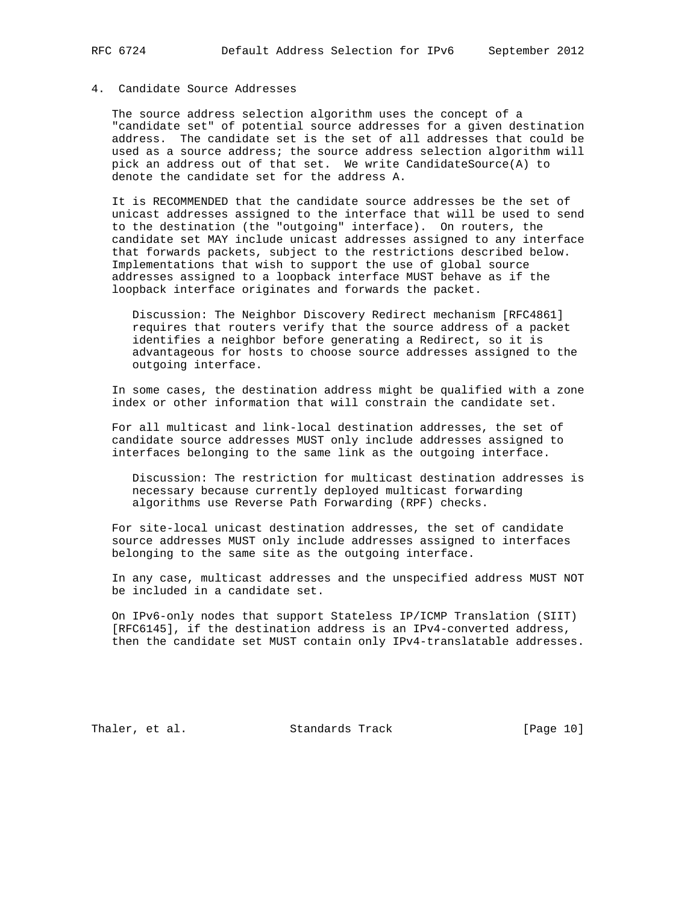## 4. Candidate Source Addresses

The source address selection algorithm uses the concept of a "candidate set" of potential source addresses for a given destination address. The candidate set is the set of all addresses that could be used as a source address; the source address selection algorithm will pick an address out of that set. We write CandidateSource(A) to denote the candidate set for the address A.

It is RECOMMENDED that the candidate source addresses be the set of unicast addresses assigned to the interface that will be used to send to the destination (the "outgoing" interface). On routers, the candidate set MAY include unicast addresses assigned to any interface that forwards packets, subject to the restrictions described below. Implementations that wish to support the use of global source addresses assigned to a loopback interface MUST behave as if the loopback interface originates and forwards the packet.

> Discussion: The Neighbor Discovery Redirect mechanism [RFC4861] requires that routers verify that the source address of a packet identifies a neighbor before generating a Redirect, so it is advantageous for hosts to choose source addresses assigned to the outgoing interface.

In some cases, the destination address might be qualified with a zone index or other information that will constrain the candidate set.

For all multicast and link-local destination addresses, the set of candidate source addresses MUST only include addresses assigned to interfaces belonging to the same link as the outgoing interface.

> Discussion: The restriction for multicast destination addresses is necessary because currently deployed multicast forwarding algorithms use Reverse Path Forwarding (RPF) checks.

For site-local unicast destination addresses, the set of candidate source addresses MUST only include addresses assigned to interfaces belonging to the same site as the outgoing interface.

In any case, multicast addresses and the unspecified address MUST NOT be included in a candidate set.

On IPv6-only nodes that support Stateless IP/ICMP Translation (SIIT) [RFC6145], if the destination address is an IPv4-converted address, then the candidate set MUST contain only IPv4-translatable addresses.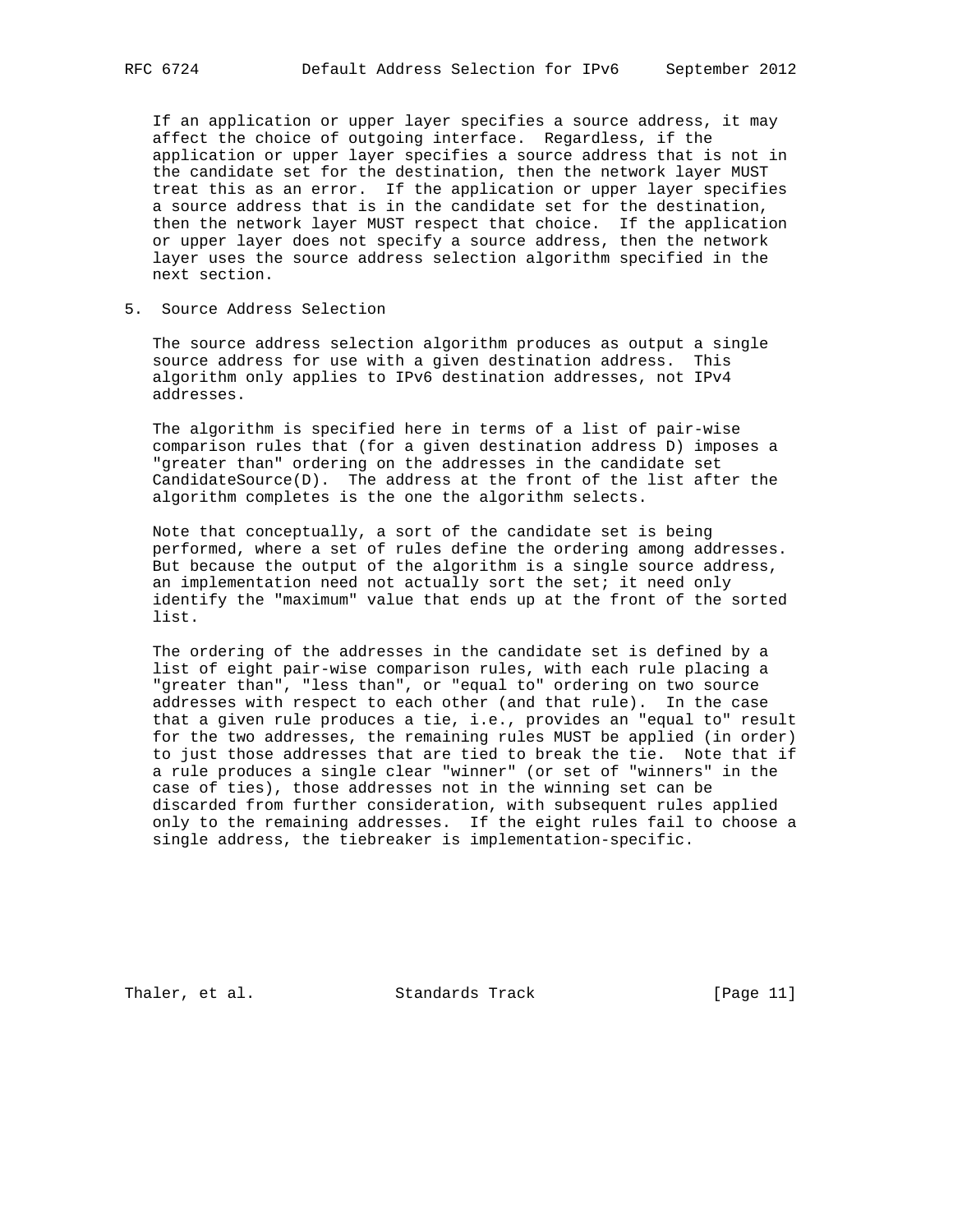If an application or upper layer specifies a source address, it may affect the choice of outgoing interface. Regardless, if the application or upper layer specifies a source address that is not in the candidate set for the destination, then the network layer MUST treat this as an error. If the application or upper layer specifies a source address that is in the candidate set for the destination, then the network layer MUST respect that choice. If the application or upper layer does not specify a source address, then the network layer uses the source address selection algorithm specified in the next section.

## 5. Source Address Selection

The source address selection algorithm produces as output a single source address for use with a given destination address. This algorithm only applies to IPv6 destination addresses, not IPv4 addresses.

The algorithm is specified here in terms of a list of pair-wise comparison rules that (for a given destination address D) imposes a "greater than" ordering on the addresses in the candidate set CandidateSource(D). The address at the front of the list after the algorithm completes is the one the algorithm selects.

Note that conceptually, a sort of the candidate set is being performed, where a set of rules define the ordering among addresses. But because the output of the algorithm is a single source address, an implementation need not actually sort the set; it need only identify the "maximum" value that ends up at the front of the sorted list.

The ordering of the addresses in the candidate set is defined by a list of eight pair-wise comparison rules, with each rule placing a "greater than", "less than", or "equal to" ordering on two source addresses with respect to each other (and that rule). In the case that a given rule produces a tie, i.e., provides an "equal to" result for the two addresses, the remaining rules MUST be applied (in order) to just those addresses that are tied to break the tie. Note that if a rule produces a single clear "winner" (or set of "winners" in the case of ties), those addresses not in the winning set can be discarded from further consideration, with subsequent rules applied only to the remaining addresses. If the eight rules fail to choose a single address, the tiebreaker is implementation-specific.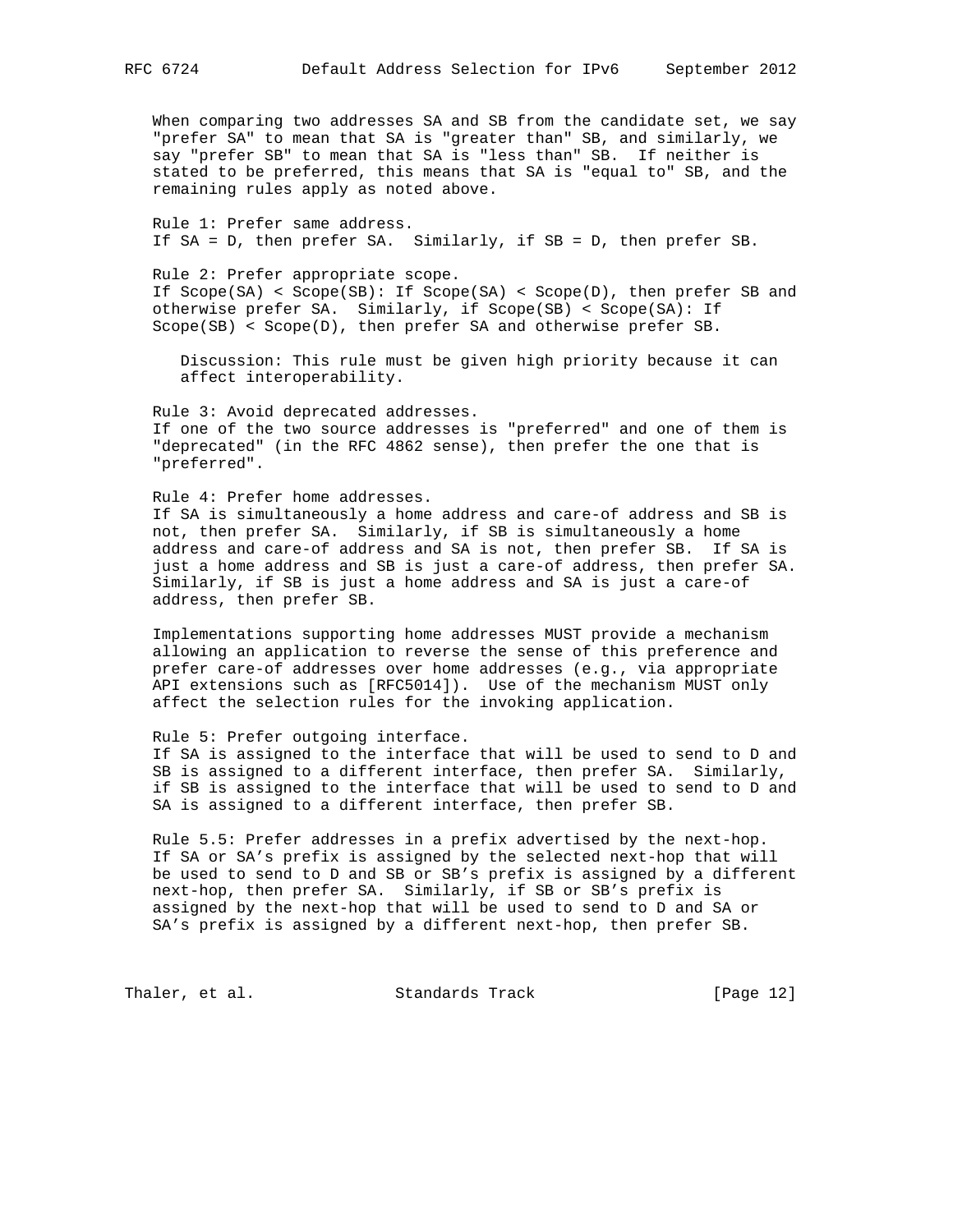When comparing two addresses SA and SB from the candidate set, we say "prefer SA" to mean that SA is "greater than" SB, and similarly, we say "prefer SB" to mean that SA is "less than" SB. If neither is stated to be preferred, this means that SA is "equal to" SB, and the remaining rules apply as noted above.

Rule 1: Prefer same address.
If SA = D, then prefer SA. Similarly, if SB = D, then prefer SB.

Rule 2: Prefer appropriate scope.
If Scope(SA) < Scope(SB): If Scope(SA) < Scope(D), then prefer SB and otherwise prefer SA. Similarly, if Scope(SB) < Scope(SA): If Scope(SB) < Scope(D), then prefer SA and otherwise prefer SB.

> Discussion: This rule must be given high priority because it can affect interoperability.

Rule 3: Avoid deprecated addresses.
If one of the two source addresses is "preferred" and one of them is "deprecated" (in the RFC 4862 sense), then prefer the one that is "preferred".

Rule 4: Prefer home addresses.
If SA is simultaneously a home address and care-of address and SB is not, then prefer SA. Similarly, if SB is simultaneously a home address and care-of address and SA is not, then prefer SB. If SA is just a home address and SB is just a care-of address, then prefer SA. Similarly, if SB is just a home address and SA is just a care-of address, then prefer SB.

Implementations supporting home addresses MUST provide a mechanism allowing an application to reverse the sense of this preference and prefer care-of addresses over home addresses (e.g., via appropriate API extensions such as [RFC5014]). Use of the mechanism MUST only affect the selection rules for the invoking application.

Rule 5: Prefer outgoing interface.
If SA is assigned to the interface that will be used to send to D and SB is assigned to a different interface, then prefer SA. Similarly, if SB is assigned to the interface that will be used to send to D and SA is assigned to a different interface, then prefer SB.

Rule 5.5: Prefer addresses in a prefix advertised by the next-hop.
If SA or SA's prefix is assigned by the selected next-hop that will be used to send to D and SB or SB's prefix is assigned by a different next-hop, then prefer SA. Similarly, if SB or SB's prefix is assigned by the next-hop that will be used to send to D and SA or SA's prefix is assigned by a different next-hop, then prefer SB.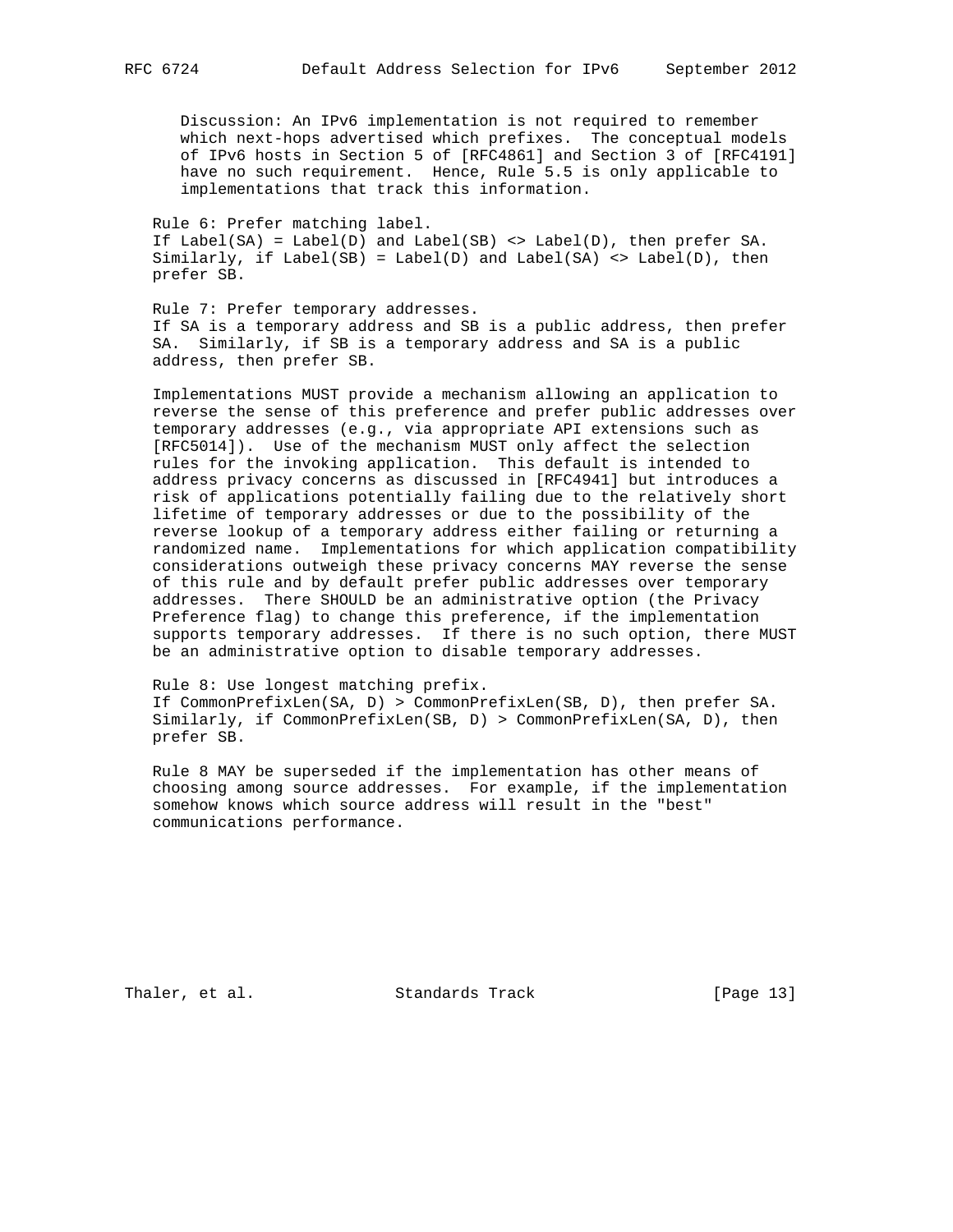Discussion: An IPv6 implementation is not required to remember which next-hops advertised which prefixes. The conceptual models of IPv6 hosts in Section 5 of [RFC4861] and Section 3 of [RFC4191] have no such requirement. Hence, Rule 5.5 is only applicable to implementations that track this information.

Rule 6: Prefer matching label.
If Label(SA) = Label(D) and Label(SB) <> Label(D), then prefer SA. Similarly, if Label(SB) = Label(D) and Label(SA) <> Label(D), then prefer SB.

Rule 7: Prefer temporary addresses.
If SA is a temporary address and SB is a public address, then prefer SA. Similarly, if SB is a temporary address and SA is a public address, then prefer SB.

Implementations MUST provide a mechanism allowing an application to reverse the sense of this preference and prefer public addresses over temporary addresses (e.g., via appropriate API extensions such as [RFC5014]). Use of the mechanism MUST only affect the selection rules for the invoking application. This default is intended to address privacy concerns as discussed in [RFC4941] but introduces a risk of applications potentially failing due to the relatively short lifetime of temporary addresses or due to the possibility of the reverse lookup of a temporary address either failing or returning a randomized name. Implementations for which application compatibility considerations outweigh these privacy concerns MAY reverse the sense of this rule and by default prefer public addresses over temporary addresses. There SHOULD be an administrative option (the Privacy Preference flag) to change this preference, if the implementation supports temporary addresses. If there is no such option, there MUST be an administrative option to disable temporary addresses.

Rule 8: Use longest matching prefix.
If CommonPrefixLen(SA, D) > CommonPrefixLen(SB, D), then prefer SA. Similarly, if CommonPrefixLen(SB, D) > CommonPrefixLen(SA, D), then prefer SB.

Rule 8 MAY be superseded if the implementation has other means of choosing among source addresses. For example, if the implementation somehow knows which source address will result in the "best" communications performance.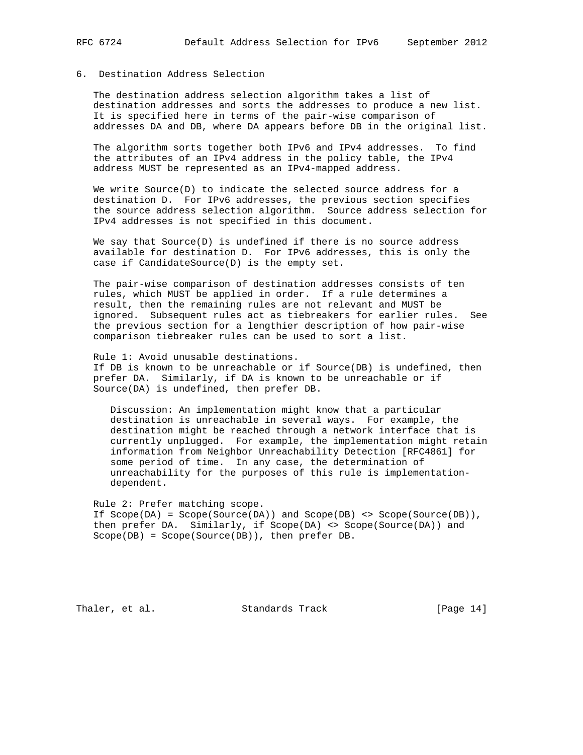## 6. Destination Address Selection

The destination address selection algorithm takes a list of destination addresses and sorts the addresses to produce a new list. It is specified here in terms of the pair-wise comparison of addresses DA and DB, where DA appears before DB in the original list.

The algorithm sorts together both IPv6 and IPv4 addresses. To find the attributes of an IPv4 address in the policy table, the IPv4 address MUST be represented as an IPv4-mapped address.

We write Source(D) to indicate the selected source address for a destination D. For IPv6 addresses, the previous section specifies the source address selection algorithm. Source address selection for IPv4 addresses is not specified in this document.

We say that Source(D) is undefined if there is no source address available for destination D. For IPv6 addresses, this is only the case if CandidateSource(D) is the empty set.

The pair-wise comparison of destination addresses consists of ten rules, which MUST be applied in order. If a rule determines a result, then the remaining rules are not relevant and MUST be ignored. Subsequent rules act as tiebreakers for earlier rules. See the previous section for a lengthier description of how pair-wise comparison tiebreaker rules can be used to sort a list.

Rule 1: Avoid unusable destinations.
If DB is known to be unreachable or if Source(DB) is undefined, then prefer DA. Similarly, if DA is known to be unreachable or if Source(DA) is undefined, then prefer DB.

> Discussion: An implementation might know that a particular destination is unreachable in several ways. For example, the destination might be reached through a network interface that is currently unplugged. For example, the implementation might retain information from Neighbor Unreachability Detection [RFC4861] for some period of time. In any case, the determination of unreachability for the purposes of this rule is implementation-dependent.

Rule 2: Prefer matching scope.
If Scope(DA) = Scope(Source(DA)) and Scope(DB) <> Scope(Source(DB)), then prefer DA. Similarly, if Scope(DA) <> Scope(Source(DA)) and Scope(DB) = Scope(Source(DB)), then prefer DB.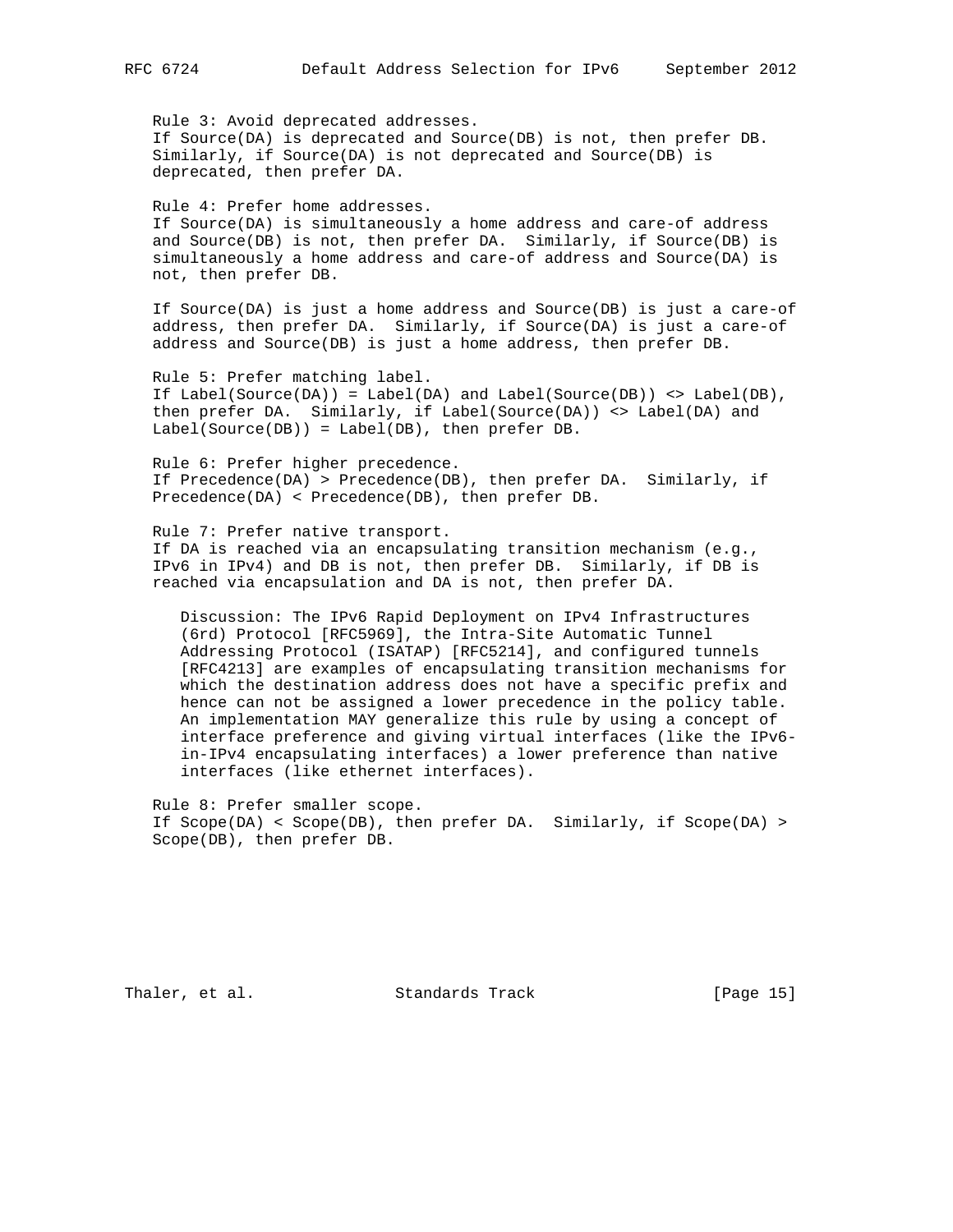Rule 3: Avoid deprecated addresses.
If Source(DA) is deprecated and Source(DB) is not, then prefer DB. Similarly, if Source(DA) is not deprecated and Source(DB) is deprecated, then prefer DA.

Rule 4: Prefer home addresses.
If Source(DA) is simultaneously a home address and care-of address and Source(DB) is not, then prefer DA. Similarly, if Source(DB) is simultaneously a home address and care-of address and Source(DA) is not, then prefer DB.

If Source(DA) is just a home address and Source(DB) is just a care-of address, then prefer DA. Similarly, if Source(DA) is just a care-of address and Source(DB) is just a home address, then prefer DB.

Rule 5: Prefer matching label.
If Label(Source(DA)) = Label(DA) and Label(Source(DB)) <> Label(DB), then prefer DA. Similarly, if Label(Source(DA)) <> Label(DA) and Label(Source(DB)) = Label(DB), then prefer DB.

Rule 6: Prefer higher precedence.
If Precedence(DA) > Precedence(DB), then prefer DA. Similarly, if Precedence(DA) < Precedence(DB), then prefer DB.

Rule 7: Prefer native transport.
If DA is reached via an encapsulating transition mechanism (e.g., IPv6 in IPv4) and DB is not, then prefer DB. Similarly, if DB is reached via encapsulation and DA is not, then prefer DA.

> Discussion: The IPv6 Rapid Deployment on IPv4 Infrastructures (6rd) Protocol [RFC5969], the Intra-Site Automatic Tunnel Addressing Protocol (ISATAP) [RFC5214], and configured tunnels [RFC4213] are examples of encapsulating transition mechanisms for which the destination address does not have a specific prefix and hence can not be assigned a lower precedence in the policy table. An implementation MAY generalize this rule by using a concept of interface preference and giving virtual interfaces (like the IPv6-in-IPv4 encapsulating interfaces) a lower preference than native interfaces (like ethernet interfaces).

Rule 8: Prefer smaller scope.
If Scope(DA) < Scope(DB), then prefer DA. Similarly, if Scope(DA) > Scope(DB), then prefer DB.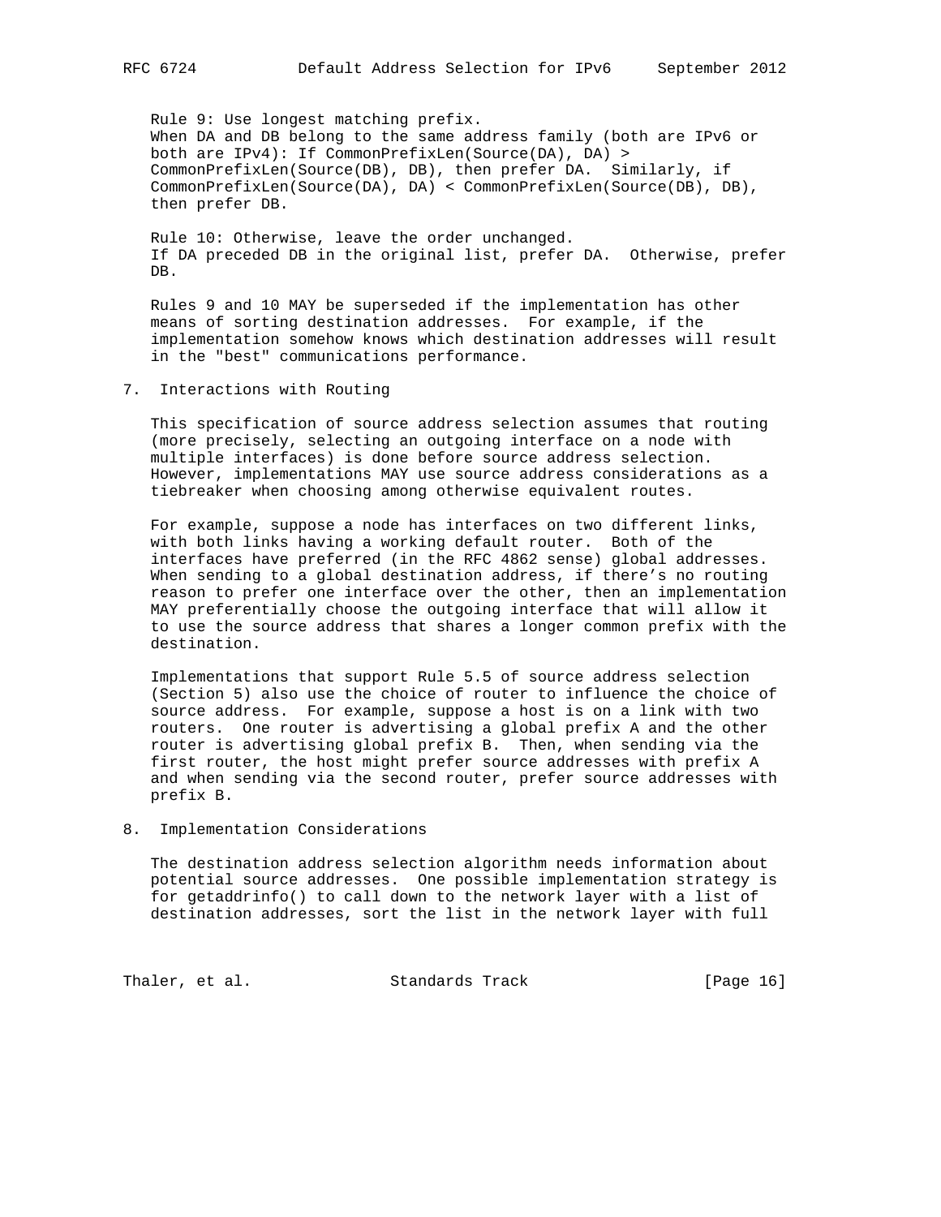Rule 9: Use longest matching prefix.
When DA and DB belong to the same address family (both are IPv6 or both are IPv4): If CommonPrefixLen(Source(DA), DA) > CommonPrefixLen(Source(DB), DB), then prefer DA. Similarly, if CommonPrefixLen(Source(DA), DA) < CommonPrefixLen(Source(DB), DB), then prefer DB.

Rule 10: Otherwise, leave the order unchanged.
If DA preceded DB in the original list, prefer DA. Otherwise, prefer DB.

Rules 9 and 10 MAY be superseded if the implementation has other means of sorting destination addresses. For example, if the implementation somehow knows which destination addresses will result in the "best" communications performance.

## 7. Interactions with Routing

This specification of source address selection assumes that routing (more precisely, selecting an outgoing interface on a node with multiple interfaces) is done before source address selection. However, implementations MAY use source address considerations as a tiebreaker when choosing among otherwise equivalent routes.

For example, suppose a node has interfaces on two different links, with both links having a working default router. Both of the interfaces have preferred (in the RFC 4862 sense) global addresses. When sending to a global destination address, if there's no routing reason to prefer one interface over the other, then an implementation MAY preferentially choose the outgoing interface that will allow it to use the source address that shares a longer common prefix with the destination.

Implementations that support Rule 5.5 of source address selection (Section 5) also use the choice of router to influence the choice of source address. For example, suppose a host is on a link with two routers. One router is advertising a global prefix A and the other router is advertising global prefix B. Then, when sending via the first router, the host might prefer source addresses with prefix A and when sending via the second router, prefer source addresses with prefix B.

## 8. Implementation Considerations

The destination address selection algorithm needs information about potential source addresses. One possible implementation strategy is for getaddrinfo() to call down to the network layer with a list of destination addresses, sort the list in the network layer with full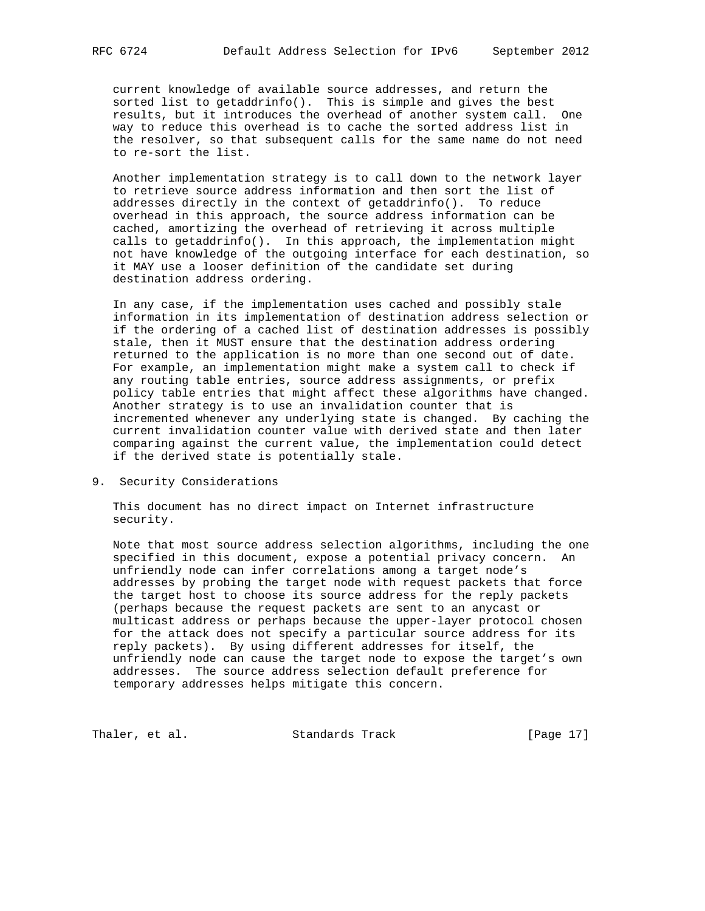current knowledge of available source addresses, and return the sorted list to getaddrinfo(). This is simple and gives the best results, but it introduces the overhead of another system call. One way to reduce this overhead is to cache the sorted address list in the resolver, so that subsequent calls for the same name do not need to re-sort the list.

Another implementation strategy is to call down to the network layer to retrieve source address information and then sort the list of addresses directly in the context of getaddrinfo(). To reduce overhead in this approach, the source address information can be cached, amortizing the overhead of retrieving it across multiple calls to getaddrinfo(). In this approach, the implementation might not have knowledge of the outgoing interface for each destination, so it MAY use a looser definition of the candidate set during destination address ordering.

In any case, if the implementation uses cached and possibly stale information in its implementation of destination address selection or if the ordering of a cached list of destination addresses is possibly stale, then it MUST ensure that the destination address ordering returned to the application is no more than one second out of date. For example, an implementation might make a system call to check if any routing table entries, source address assignments, or prefix policy table entries that might affect these algorithms have changed. Another strategy is to use an invalidation counter that is incremented whenever any underlying state is changed. By caching the current invalidation counter value with derived state and then later comparing against the current value, the implementation could detect if the derived state is potentially stale.

## 9. Security Considerations

This document has no direct impact on Internet infrastructure security.

Note that most source address selection algorithms, including the one specified in this document, expose a potential privacy concern. An unfriendly node can infer correlations among a target node's addresses by probing the target node with request packets that force the target host to choose its source address for the reply packets (perhaps because the request packets are sent to an anycast or multicast address or perhaps because the upper-layer protocol chosen for the attack does not specify a particular source address for its reply packets). By using different addresses for itself, the unfriendly node can cause the target node to expose the target's own addresses. The source address selection default preference for temporary addresses helps mitigate this concern.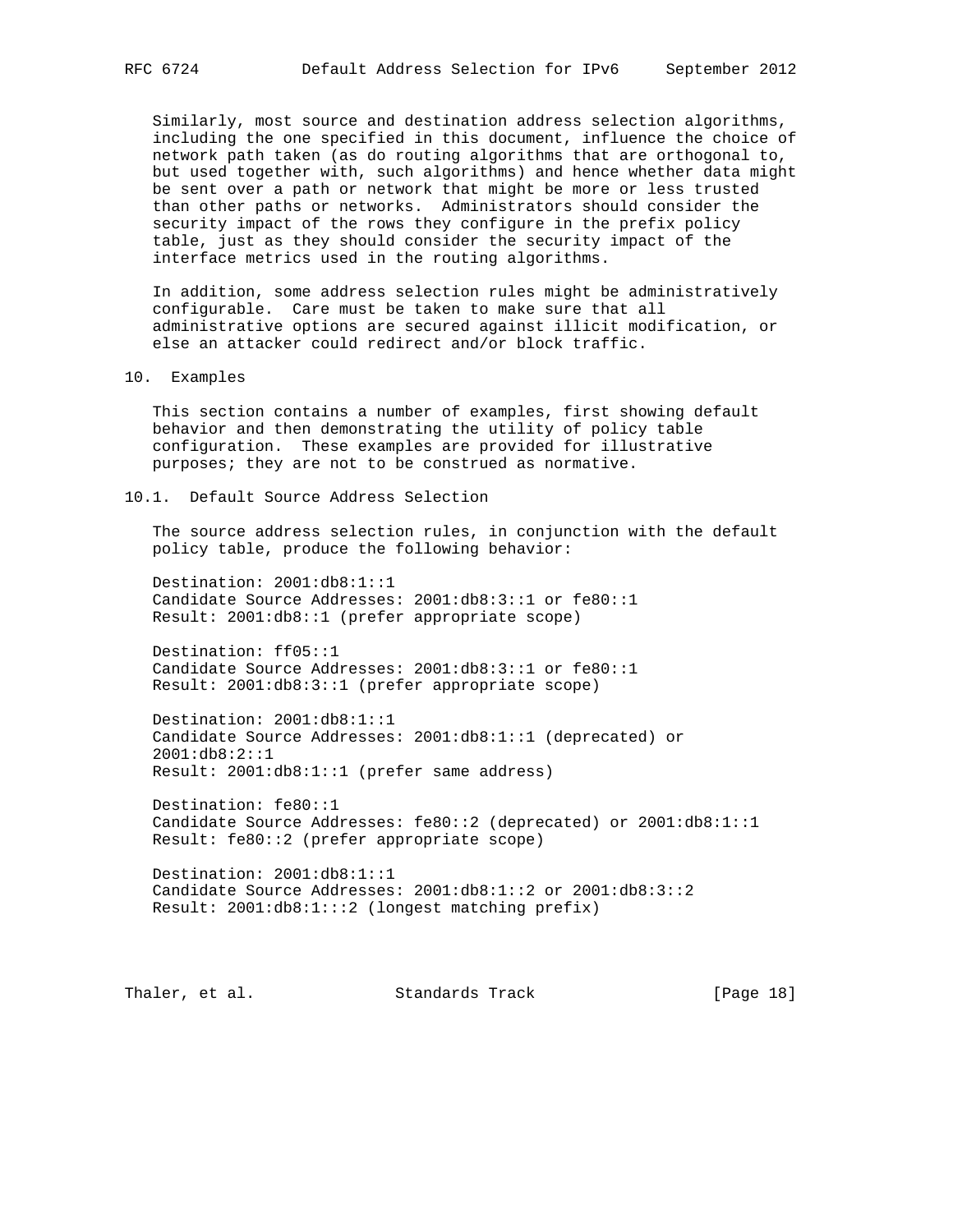Similarly, most source and destination address selection algorithms, including the one specified in this document, influence the choice of network path taken (as do routing algorithms that are orthogonal to, but used together with, such algorithms) and hence whether data might be sent over a path or network that might be more or less trusted than other paths or networks. Administrators should consider the security impact of the rows they configure in the prefix policy table, just as they should consider the security impact of the interface metrics used in the routing algorithms.

In addition, some address selection rules might be administratively configurable. Care must be taken to make sure that all administrative options are secured against illicit modification, or else an attacker could redirect and/or block traffic.

## 10. Examples

This section contains a number of examples, first showing default behavior and then demonstrating the utility of policy table configuration. These examples are provided for illustrative purposes; they are not to be construed as normative.

### 10.1. Default Source Address Selection

The source address selection rules, in conjunction with the default policy table, produce the following behavior:

```
Destination: 2001:db8:1::1
Candidate Source Addresses: 2001:db8:3::1 or fe80::1
Result: 2001:db8::1 (prefer appropriate scope)

Destination: ff05::1
Candidate Source Addresses: 2001:db8:3::1 or fe80::1
Result: 2001:db8:3::1 (prefer appropriate scope)

Destination: 2001:db8:1::1
Candidate Source Addresses: 2001:db8:1::1 (deprecated) or
2001:db8:2::1
Result: 2001:db8:1::1 (prefer same address)

Destination: fe80::1
Candidate Source Addresses: fe80::2 (deprecated) or 2001:db8:1::1
Result: fe80::2 (prefer appropriate scope)

Destination: 2001:db8:1::1
Candidate Source Addresses: 2001:db8:1::2 or 2001:db8:3::2
Result: 2001:db8:1:::2 (longest matching prefix)
```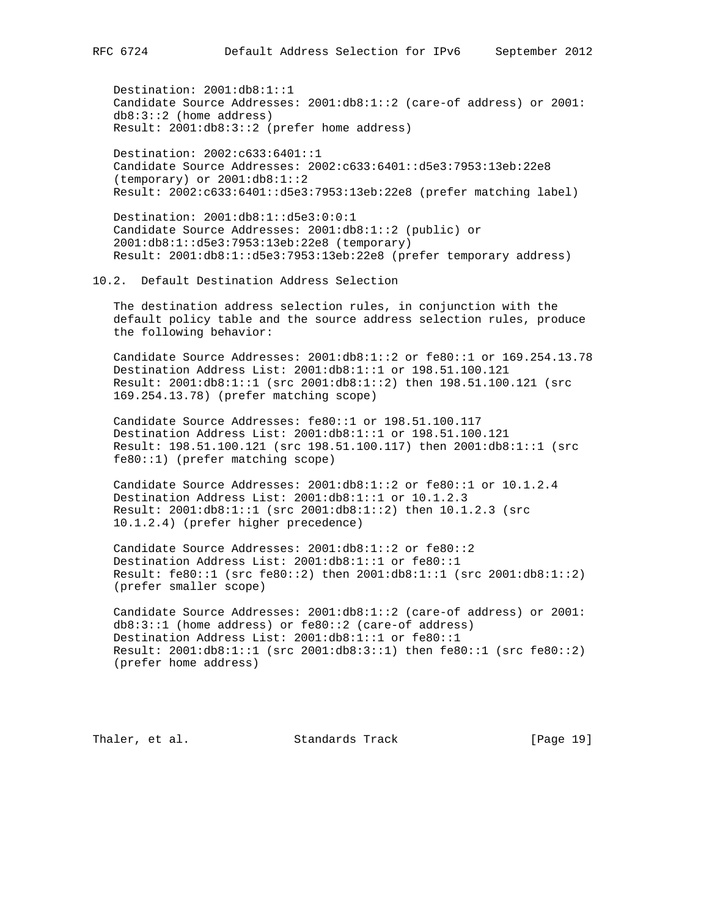Destination: 2001:db8:1::1
Candidate Source Addresses: 2001:db8:1::2 (care-of address) or 2001:db8:3::2 (home address)
Result: 2001:db8:3::2 (prefer home address)

Destination: 2002:c633:6401::1
Candidate Source Addresses: 2002:c633:6401::d5e3:7953:13eb:22e8 (temporary) or 2001:db8:1::2
Result: 2002:c633:6401::d5e3:7953:13eb:22e8 (prefer matching label)

Destination: 2001:db8:1::d5e3:0:0:1
Candidate Source Addresses: 2001:db8:1::2 (public) or 2001:db8:1::d5e3:7953:13eb:22e8 (temporary)
Result: 2001:db8:1::d5e3:7953:13eb:22e8 (prefer temporary address)

## 10.2. Default Destination Address Selection

The destination address selection rules, in conjunction with the default policy table and the source address selection rules, produce the following behavior:

Candidate Source Addresses: 2001:db8:1::2 or fe80::1 or 169.254.13.78
Destination Address List: 2001:db8:1::1 or 198.51.100.121
Result: 2001:db8:1::1 (src 2001:db8:1::2) then 198.51.100.121 (src 169.254.13.78) (prefer matching scope)

Candidate Source Addresses: fe80::1 or 198.51.100.117
Destination Address List: 2001:db8:1::1 or 198.51.100.121
Result: 198.51.100.121 (src 198.51.100.117) then 2001:db8:1::1 (src fe80::1) (prefer matching scope)

Candidate Source Addresses: 2001:db8:1::2 or fe80::1 or 10.1.2.4
Destination Address List: 2001:db8:1::1 or 10.1.2.3
Result: 2001:db8:1::1 (src 2001:db8:1::2) then 10.1.2.3 (src 10.1.2.4) (prefer higher precedence)

Candidate Source Addresses: 2001:db8:1::2 or fe80::2
Destination Address List: 2001:db8:1::1 or fe80::1
Result: fe80::1 (src fe80::2) then 2001:db8:1::1 (src 2001:db8:1::2) (prefer smaller scope)

Candidate Source Addresses: 2001:db8:1::2 (care-of address) or 2001:db8:3::1 (home address) or fe80::2 (care-of address)
Destination Address List: 2001:db8:1::1 or fe80::1
Result: 2001:db8:1::1 (src 2001:db8:3::1) then fe80::1 (src fe80::2) (prefer home address)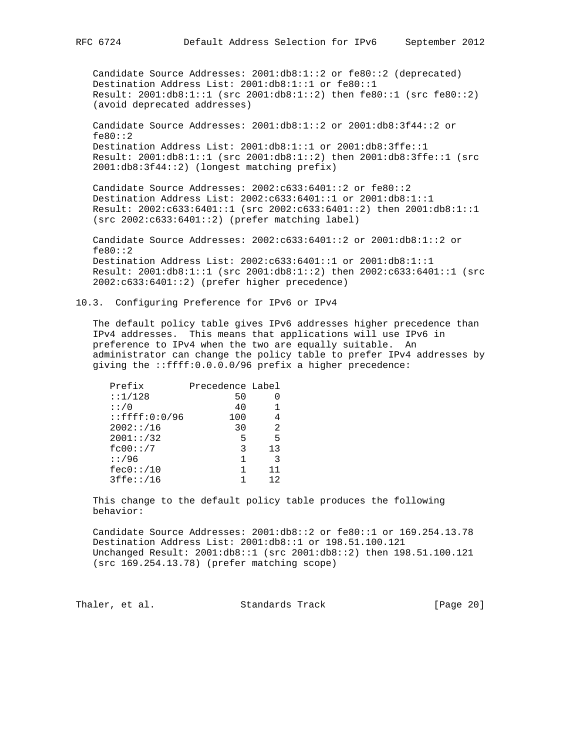Candidate Source Addresses: 2001:db8:1::2 or fe80::2 (deprecated)
Destination Address List: 2001:db8:1::1 or fe80::1
Result: 2001:db8:1::1 (src 2001:db8:1::2) then fe80::1 (src fe80::2) (avoid deprecated addresses)

Candidate Source Addresses: 2001:db8:1::2 or 2001:db8:3f44::2 or fe80::2
Destination Address List: 2001:db8:1::1 or 2001:db8:3ffe::1
Result: 2001:db8:1::1 (src 2001:db8:1::2) then 2001:db8:3ffe::1 (src 2001:db8:3f44::2) (longest matching prefix)

Candidate Source Addresses: 2002:c633:6401::2 or fe80::2
Destination Address List: 2002:c633:6401::1 or 2001:db8:1::1
Result: 2002:c633:6401::1 (src 2002:c633:6401::2) then 2001:db8:1::1 (src 2002:c633:6401::2) (prefer matching label)

Candidate Source Addresses: 2002:c633:6401::2 or 2001:db8:1::2 or fe80::2
Destination Address List: 2002:c633:6401::1 or 2001:db8:1::1
Result: 2001:db8:1::1 (src 2001:db8:1::2) then 2002:c633:6401::1 (src 2002:c633:6401::2) (prefer higher precedence)

## 10.3. Configuring Preference for IPv6 or IPv4

The default policy table gives IPv6 addresses higher precedence than IPv4 addresses. This means that applications will use IPv6 in preference to IPv4 when the two are equally suitable. An administrator can change the policy table to prefer IPv4 addresses by giving the ::ffff:0.0.0.0/96 prefix a higher precedence:

| Prefix | Precedence | Label |
|---|---|---|
| ::1/128 | 50 | 0 |
| ::/0 | 40 | 1 |
| ::ffff:0:0/96 | 100 | 4 |
| 2002::/16 | 30 | 2 |
| 2001::/32 | 5 | 5 |
| fc00::/7 | 3 | 13 |
| ::/96 | 1 | 3 |
| fec0::/10 | 1 | 11 |
| 3ffe::/16 | 1 | 12 |

This change to the default policy table produces the following behavior:

Candidate Source Addresses: 2001:db8::2 or fe80::1 or 169.254.13.78
Destination Address List: 2001:db8::1 or 198.51.100.121
Unchanged Result: 2001:db8::1 (src 2001:db8::2) then 198.51.100.121 (src 169.254.13.78) (prefer matching scope)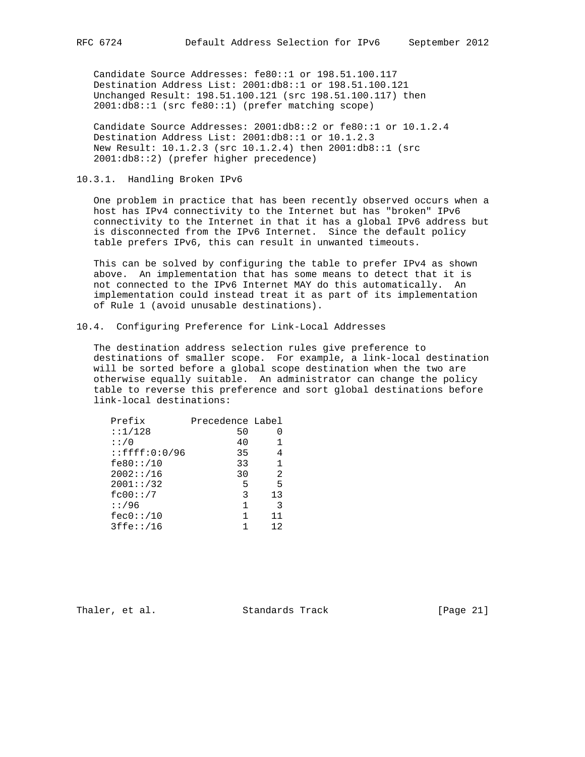Candidate Source Addresses: fe80::1 or 198.51.100.117
Destination Address List: 2001:db8::1 or 198.51.100.121
Unchanged Result: 198.51.100.121 (src 198.51.100.117) then 2001:db8::1 (src fe80::1) (prefer matching scope)

Candidate Source Addresses: 2001:db8::2 or fe80::1 or 10.1.2.4
Destination Address List: 2001:db8::1 or 10.1.2.3
New Result: 10.1.2.3 (src 10.1.2.4) then 2001:db8::1 (src 2001:db8::2) (prefer higher precedence)

### 10.3.1. Handling Broken IPv6

One problem in practice that has been recently observed occurs when a host has IPv4 connectivity to the Internet but has "broken" IPv6 connectivity to the Internet in that it has a global IPv6 address but is disconnected from the IPv6 Internet. Since the default policy table prefers IPv6, this can result in unwanted timeouts.

This can be solved by configuring the table to prefer IPv4 as shown above. An implementation that has some means to detect that it is not connected to the IPv6 Internet MAY do this automatically. An implementation could instead treat it as part of its implementation of Rule 1 (avoid unusable destinations).

## 10.4. Configuring Preference for Link-Local Addresses

The destination address selection rules give preference to destinations of smaller scope. For example, a link-local destination will be sorted before a global scope destination when the two are otherwise equally suitable. An administrator can change the policy table to reverse this preference and sort global destinations before link-local destinations:

| Prefix | Precedence | Label |
|---|---|---|
| ::1/128 | 50 | 0 |
| ::/0 | 40 | 1 |
| ::ffff:0:0/96 | 35 | 4 |
| fe80::/10 | 33 | 1 |
| 2002::/16 | 30 | 2 |
| 2001::/32 | 5 | 5 |
| fc00::/7 | 3 | 13 |
| ::/96 | 1 | 3 |
| fec0::/10 | 1 | 11 |
| 3ffe::/16 | 1 | 12 |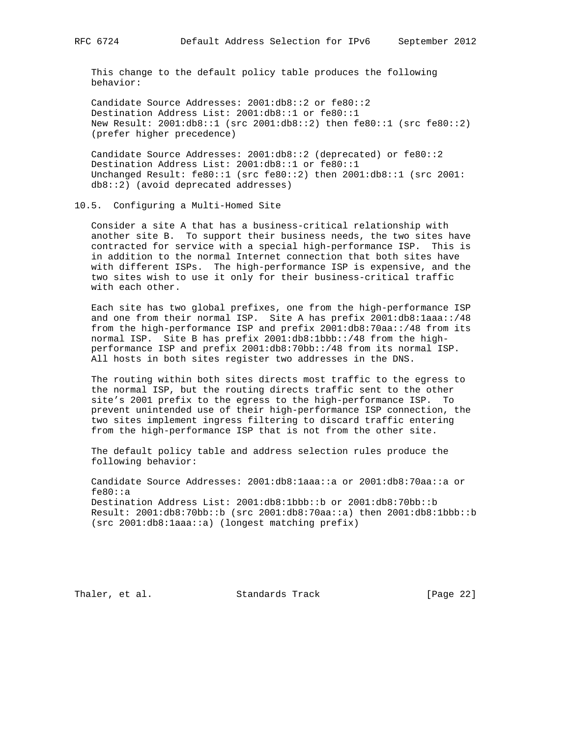This change to the default policy table produces the following behavior:

Candidate Source Addresses: 2001:db8::2 or fe80::2
Destination Address List: 2001:db8::1 or fe80::1
New Result: 2001:db8::1 (src 2001:db8::2) then fe80::1 (src fe80::2) (prefer higher precedence)

Candidate Source Addresses: 2001:db8::2 (deprecated) or fe80::2
Destination Address List: 2001:db8::1 or fe80::1
Unchanged Result: fe80::1 (src fe80::2) then 2001:db8::1 (src 2001:db8::2) (avoid deprecated addresses)

## 10.5. Configuring a Multi-Homed Site

Consider a site A that has a business-critical relationship with another site B. To support their business needs, the two sites have contracted for service with a special high-performance ISP. This is in addition to the normal Internet connection that both sites have with different ISPs. The high-performance ISP is expensive, and the two sites wish to use it only for their business-critical traffic with each other.

Each site has two global prefixes, one from the high-performance ISP and one from their normal ISP. Site A has prefix 2001:db8:1aaa::/48 from the high-performance ISP and prefix 2001:db8:70aa::/48 from its normal ISP. Site B has prefix 2001:db8:1bbb::/48 from the high-performance ISP and prefix 2001:db8:70bb::/48 from its normal ISP. All hosts in both sites register two addresses in the DNS.

The routing within both sites directs most traffic to the egress to the normal ISP, but the routing directs traffic sent to the other site's 2001 prefix to the egress to the high-performance ISP. To prevent unintended use of their high-performance ISP connection, the two sites implement ingress filtering to discard traffic entering from the high-performance ISP that is not from the other site.

The default policy table and address selection rules produce the following behavior:

Candidate Source Addresses: 2001:db8:1aaa::a or 2001:db8:70aa::a or fe80::a
Destination Address List: 2001:db8:1bbb::b or 2001:db8:70bb::b
Result: 2001:db8:70bb::b (src 2001:db8:70aa::a) then 2001:db8:1bbb::b (src 2001:db8:1aaa::a) (longest matching prefix)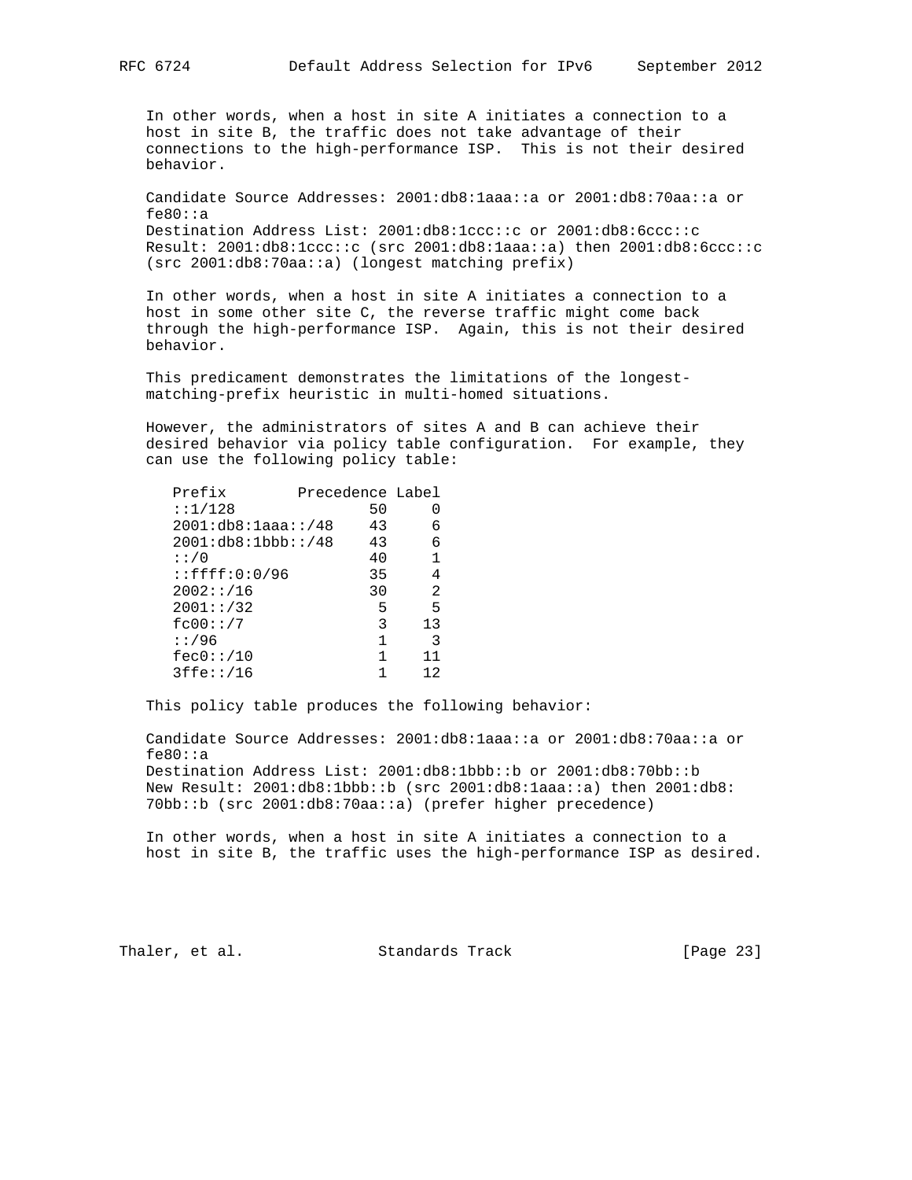In other words, when a host in site A initiates a connection to a host in site B, the traffic does not take advantage of their connections to the high-performance ISP. This is not their desired behavior.

Candidate Source Addresses: 2001:db8:1aaa::a or 2001:db8:70aa::a or fe80::a
Destination Address List: 2001:db8:1ccc::c or 2001:db8:6ccc::c
Result: 2001:db8:1ccc::c (src 2001:db8:1aaa::a) then 2001:db8:6ccc::c (src 2001:db8:70aa::a) (longest matching prefix)

In other words, when a host in site A initiates a connection to a host in some other site C, the reverse traffic might come back through the high-performance ISP. Again, this is not their desired behavior.

This predicament demonstrates the limitations of the longest-matching-prefix heuristic in multi-homed situations.

However, the administrators of sites A and B can achieve their desired behavior via policy table configuration. For example, they can use the following policy table:

| Prefix | Precedence | Label |
|---|---|---|
| ::1/128 | 50 | 0 |
| 2001:db8:1aaa::/48 | 43 | 6 |
| 2001:db8:1bbb::/48 | 43 | 6 |
| ::/0 | 40 | 1 |
| ::ffff:0:0/96 | 35 | 4 |
| 2002::/16 | 30 | 2 |
| 2001::/32 | 5 | 5 |
| fc00::/7 | 3 | 13 |
| ::/96 | 1 | 3 |
| fec0::/10 | 1 | 11 |
| 3ffe::/16 | 1 | 12 |

This policy table produces the following behavior:

Candidate Source Addresses: 2001:db8:1aaa::a or 2001:db8:70aa::a or fe80::a
Destination Address List: 2001:db8:1bbb::b or 2001:db8:70bb::b
New Result: 2001:db8:1bbb::b (src 2001:db8:1aaa::a) then 2001:db8:70bb::b (src 2001:db8:70aa::a) (prefer higher precedence)

In other words, when a host in site A initiates a connection to a host in site B, the traffic uses the high-performance ISP as desired.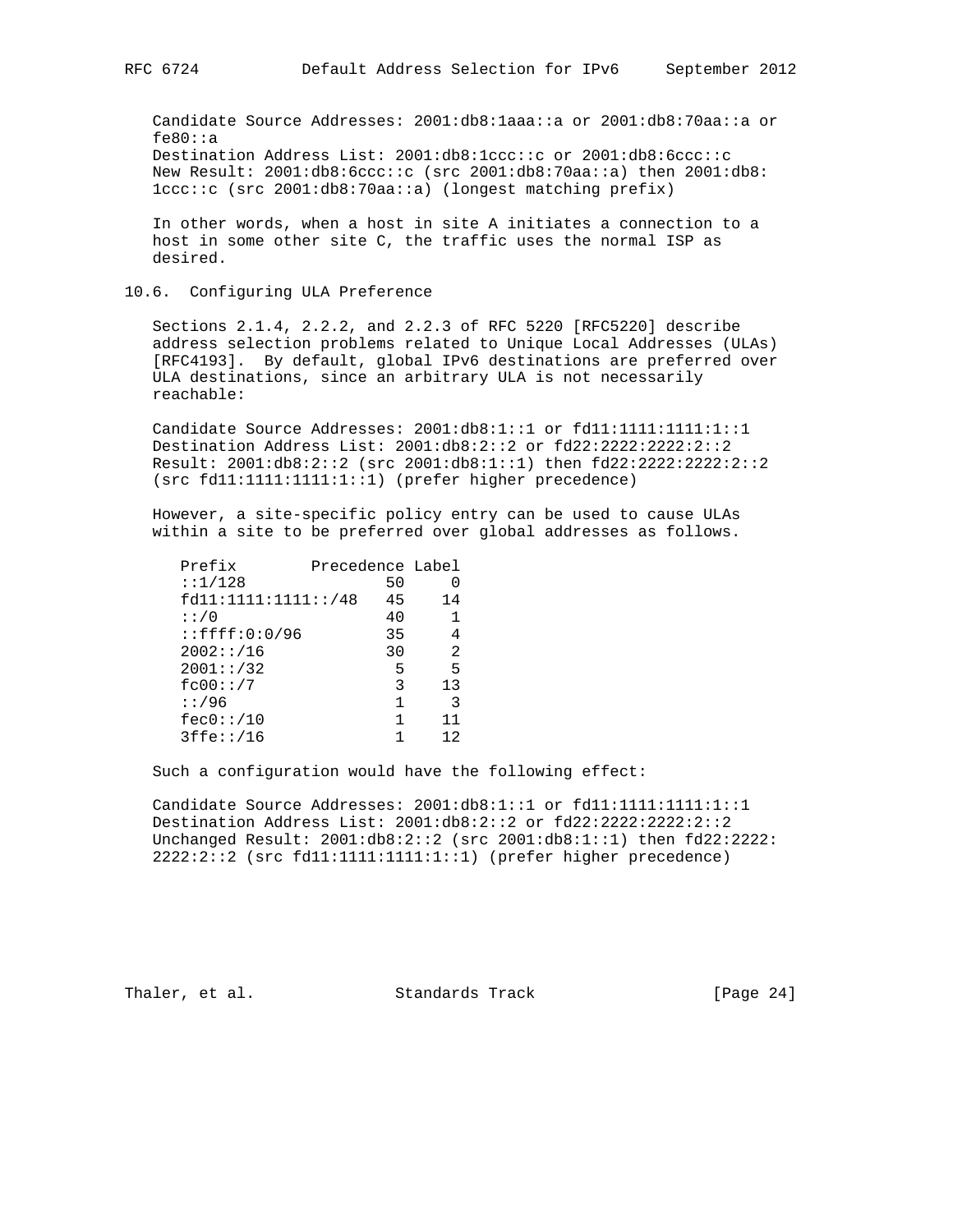Candidate Source Addresses: 2001:db8:1aaa::a or 2001:db8:70aa::a or fe80::a
Destination Address List: 2001:db8:1ccc::c or 2001:db8:6ccc::c
New Result: 2001:db8:6ccc::c (src 2001:db8:70aa::a) then 2001:db8:1ccc::c (src 2001:db8:70aa::a) (longest matching prefix)

In other words, when a host in site A initiates a connection to a host in some other site C, the traffic uses the normal ISP as desired.

## 10.6. Configuring ULA Preference

Sections 2.1.4, 2.2.2, and 2.2.3 of RFC 5220 [RFC5220] describe address selection problems related to Unique Local Addresses (ULAs) [RFC4193]. By default, global IPv6 destinations are preferred over ULA destinations, since an arbitrary ULA is not necessarily reachable:

Candidate Source Addresses: 2001:db8:1::1 or fd11:1111:1111:1::1
Destination Address List: 2001:db8:2::2 or fd22:2222:2222:2::2
Result: 2001:db8:2::2 (src 2001:db8:1::1) then fd22:2222:2222:2::2 (src fd11:1111:1111:1::1) (prefer higher precedence)

However, a site-specific policy entry can be used to cause ULAs within a site to be preferred over global addresses as follows.

| Prefix | Precedence | Label |
|---|---|---|
| ::1/128 | 50 | 0 |
| fd11:1111:1111::/48 | 45 | 14 |
| ::/0 | 40 | 1 |
| ::ffff:0:0/96 | 35 | 4 |
| 2002::/16 | 30 | 2 |
| 2001::/32 | 5 | 5 |
| fc00::/7 | 3 | 13 |
| ::/96 | 1 | 3 |
| fec0::/10 | 1 | 11 |
| 3ffe::/16 | 1 | 12 |

Such a configuration would have the following effect:

Candidate Source Addresses: 2001:db8:1::1 or fd11:1111:1111:1::1
Destination Address List: 2001:db8:2::2 or fd22:2222:2222:2::2
Unchanged Result: 2001:db8:2::2 (src 2001:db8:1::1) then fd22:2222:2222:2::2 (src fd11:1111:1111:1::1) (prefer higher precedence)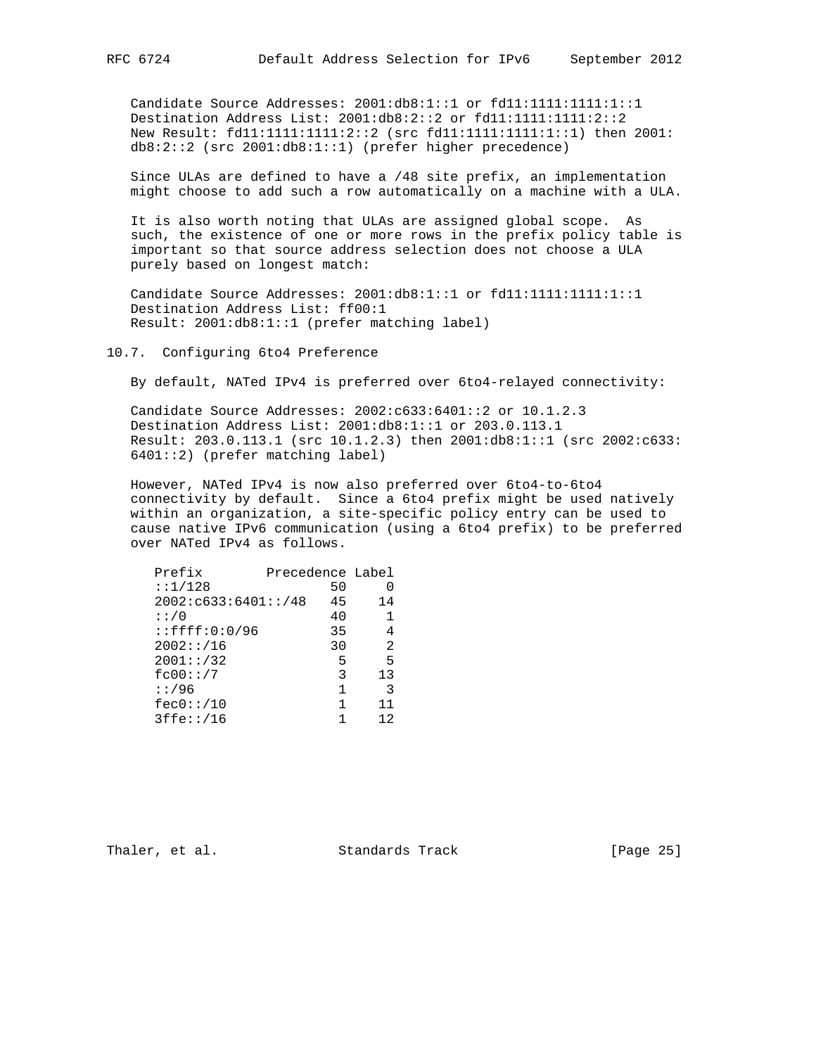Candidate Source Addresses: 2001:db8:1::1 or fd11:1111:1111:1::1
Destination Address List: 2001:db8:2::2 or fd11:1111:1111:2::2
New Result: fd11:1111:1111:2::2 (src fd11:1111:1111:1::1) then 2001:db8:2::2 (src 2001:db8:1::1) (prefer higher precedence)

Since ULAs are defined to have a /48 site prefix, an implementation might choose to add such a row automatically on a machine with a ULA.

It is also worth noting that ULAs are assigned global scope. As such, the existence of one or more rows in the prefix policy table is important so that source address selection does not choose a ULA purely based on longest match:

Candidate Source Addresses: 2001:db8:1::1 or fd11:1111:1111:1::1
Destination Address List: ff00:1
Result: 2001:db8:1::1 (prefer matching label)

## 10.7. Configuring 6to4 Preference

By default, NATed IPv4 is preferred over 6to4-relayed connectivity:

Candidate Source Addresses: 2002:c633:6401::2 or 10.1.2.3
Destination Address List: 2001:db8:1::1 or 203.0.113.1
Result: 203.0.113.1 (src 10.1.2.3) then 2001:db8:1::1 (src 2002:c633:6401::2) (prefer matching label)

However, NATed IPv4 is now also preferred over 6to4-to-6to4 connectivity by default. Since a 6to4 prefix might be used natively within an organization, a site-specific policy entry can be used to cause native IPv6 communication (using a 6to4 prefix) to be preferred over NATed IPv4 as follows.

| Prefix | Precedence | Label |
|---|---|---|
| ::1/128 | 50 | 0 |
| 2002:c633:6401::/48 | 45 | 14 |
| ::/0 | 40 | 1 |
| ::ffff:0:0/96 | 35 | 4 |
| 2002::/16 | 30 | 2 |
| 2001::/32 | 5 | 5 |
| fc00::/7 | 3 | 13 |
| ::/96 | 1 | 3 |
| fec0::/10 | 1 | 11 |
| 3ffe::/16 | 1 | 12 |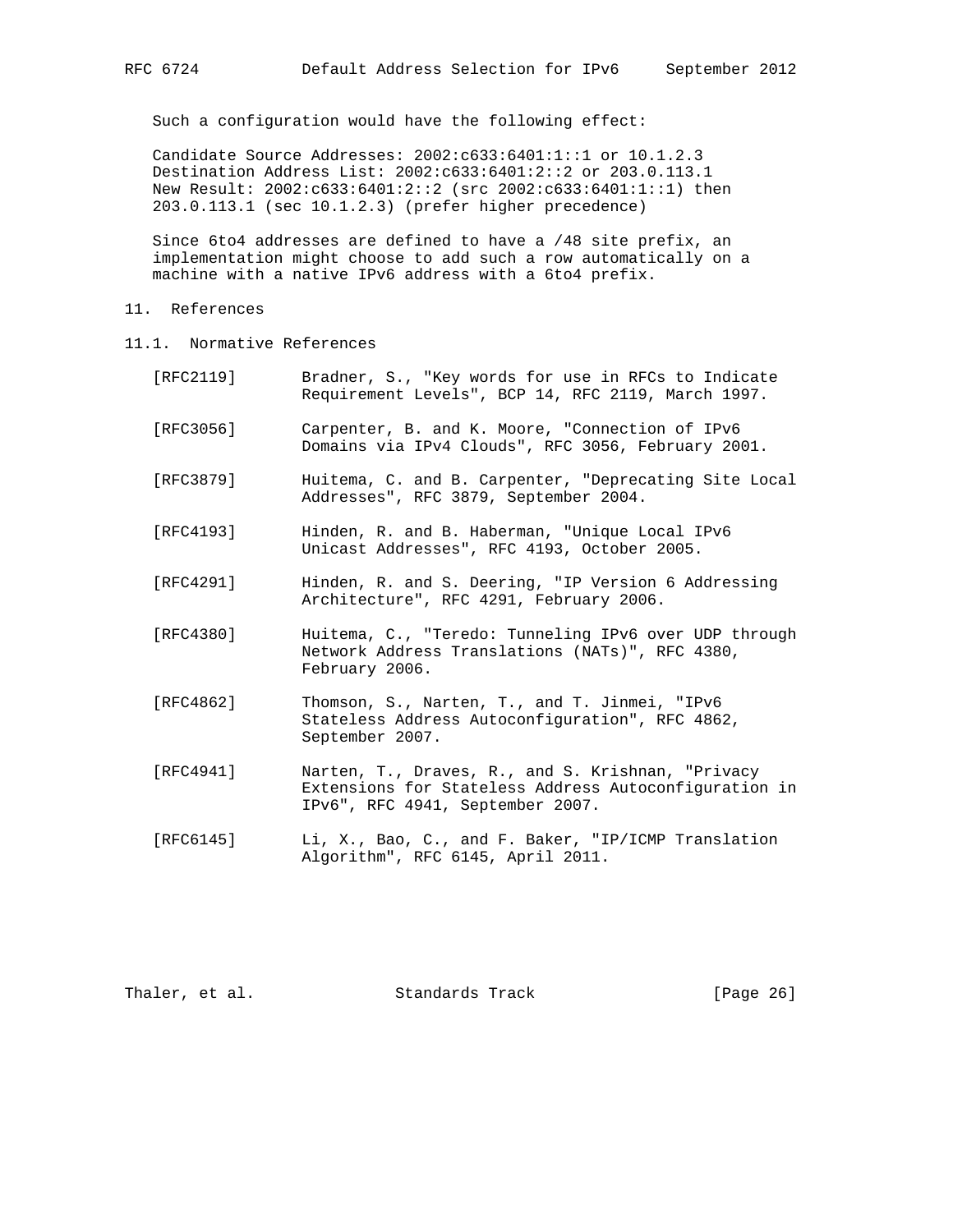Such a configuration would have the following effect:

```
Candidate Source Addresses: 2002:c633:6401:1::1 or 10.1.2.3
Destination Address List: 2002:c633:6401:2::2 or 203.0.113.1
New Result: 2002:c633:6401:2::2 (src 2002:c633:6401:1::1) then
203.0.113.1 (sec 10.1.2.3) (prefer higher precedence)
```

Since 6to4 addresses are defined to have a /48 site prefix, an implementation might choose to add such a row automatically on a machine with a native IPv6 address with a 6to4 prefix.

## 11. References

### 11.1. Normative References

[RFC2119] Bradner, S., "Key words for use in RFCs to Indicate Requirement Levels", BCP 14, RFC 2119, March 1997.

[RFC3056] Carpenter, B. and K. Moore, "Connection of IPv6 Domains via IPv4 Clouds", RFC 3056, February 2001.

[RFC3879] Huitema, C. and B. Carpenter, "Deprecating Site Local Addresses", RFC 3879, September 2004.

[RFC4193] Hinden, R. and B. Haberman, "Unique Local IPv6 Unicast Addresses", RFC 4193, October 2005.

[RFC4291] Hinden, R. and S. Deering, "IP Version 6 Addressing Architecture", RFC 4291, February 2006.

[RFC4380] Huitema, C., "Teredo: Tunneling IPv6 over UDP through Network Address Translations (NATs)", RFC 4380, February 2006.

[RFC4862] Thomson, S., Narten, T., and T. Jinmei, "IPv6 Stateless Address Autoconfiguration", RFC 4862, September 2007.

[RFC4941] Narten, T., Draves, R., and S. Krishnan, "Privacy Extensions for Stateless Address Autoconfiguration in IPv6", RFC 4941, September 2007.

[RFC6145] Li, X., Bao, C., and F. Baker, "IP/ICMP Translation Algorithm", RFC 6145, April 2011.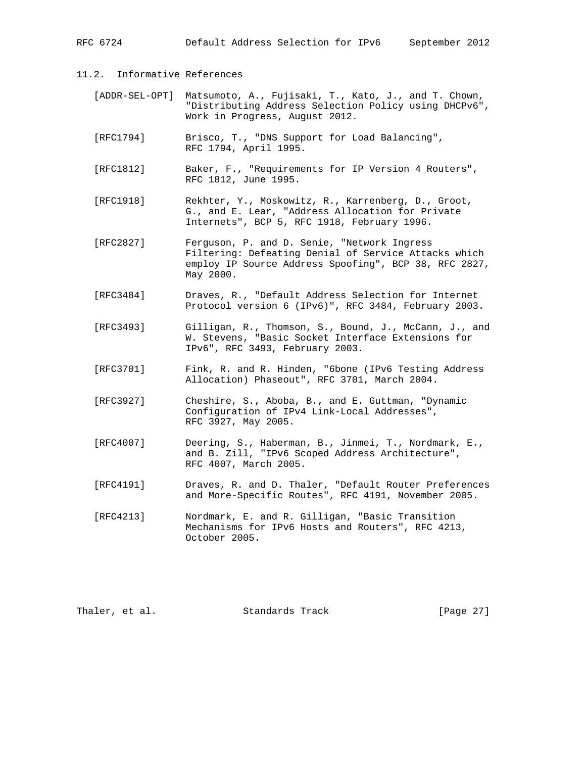## 11.2. Informative References

[ADDR-SEL-OPT] Matsumoto, A., Fujisaki, T., Kato, J., and T. Chown, "Distributing Address Selection Policy using DHCPv6", Work in Progress, August 2012.

[RFC1794] Brisco, T., "DNS Support for Load Balancing", RFC 1794, April 1995.

[RFC1812] Baker, F., "Requirements for IP Version 4 Routers", RFC 1812, June 1995.

[RFC1918] Rekhter, Y., Moskowitz, R., Karrenberg, D., Groot, G., and E. Lear, "Address Allocation for Private Internets", BCP 5, RFC 1918, February 1996.

[RFC2827] Ferguson, P. and D. Senie, "Network Ingress Filtering: Defeating Denial of Service Attacks which employ IP Source Address Spoofing", BCP 38, RFC 2827, May 2000.

[RFC3484] Draves, R., "Default Address Selection for Internet Protocol version 6 (IPv6)", RFC 3484, February 2003.

[RFC3493] Gilligan, R., Thomson, S., Bound, J., McCann, J., and W. Stevens, "Basic Socket Interface Extensions for IPv6", RFC 3493, February 2003.

[RFC3701] Fink, R. and R. Hinden, "6bone (IPv6 Testing Address Allocation) Phaseout", RFC 3701, March 2004.

[RFC3927] Cheshire, S., Aboba, B., and E. Guttman, "Dynamic Configuration of IPv4 Link-Local Addresses", RFC 3927, May 2005.

[RFC4007] Deering, S., Haberman, B., Jinmei, T., Nordmark, E., and B. Zill, "IPv6 Scoped Address Architecture", RFC 4007, March 2005.

[RFC4191] Draves, R. and D. Thaler, "Default Router Preferences and More-Specific Routes", RFC 4191, November 2005.

[RFC4213] Nordmark, E. and R. Gilligan, "Basic Transition Mechanisms for IPv6 Hosts and Routers", RFC 4213, October 2005.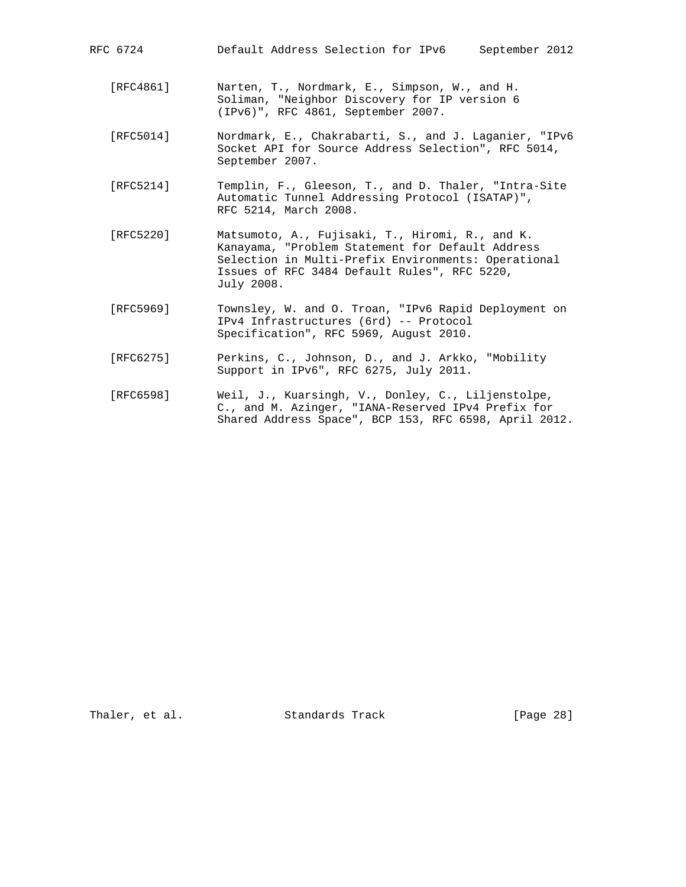[RFC4861] Narten, T., Nordmark, E., Simpson, W., and H. Soliman, "Neighbor Discovery for IP version 6 (IPv6)", RFC 4861, September 2007.

[RFC5014] Nordmark, E., Chakrabarti, S., and J. Laganier, "IPv6 Socket API for Source Address Selection", RFC 5014, September 2007.

[RFC5214] Templin, F., Gleeson, T., and D. Thaler, "Intra-Site Automatic Tunnel Addressing Protocol (ISATAP)", RFC 5214, March 2008.

[RFC5220] Matsumoto, A., Fujisaki, T., Hiromi, R., and K. Kanayama, "Problem Statement for Default Address Selection in Multi-Prefix Environments: Operational Issues of RFC 3484 Default Rules", RFC 5220, July 2008.

[RFC5969] Townsley, W. and O. Troan, "IPv6 Rapid Deployment on IPv4 Infrastructures (6rd) -- Protocol Specification", RFC 5969, August 2010.

[RFC6275] Perkins, C., Johnson, D., and J. Arkko, "Mobility Support in IPv6", RFC 6275, July 2011.

[RFC6598] Weil, J., Kuarsingh, V., Donley, C., Liljenstolpe, C., and M. Azinger, "IANA-Reserved IPv4 Prefix for Shared Address Space", BCP 153, RFC 6598, April 2012.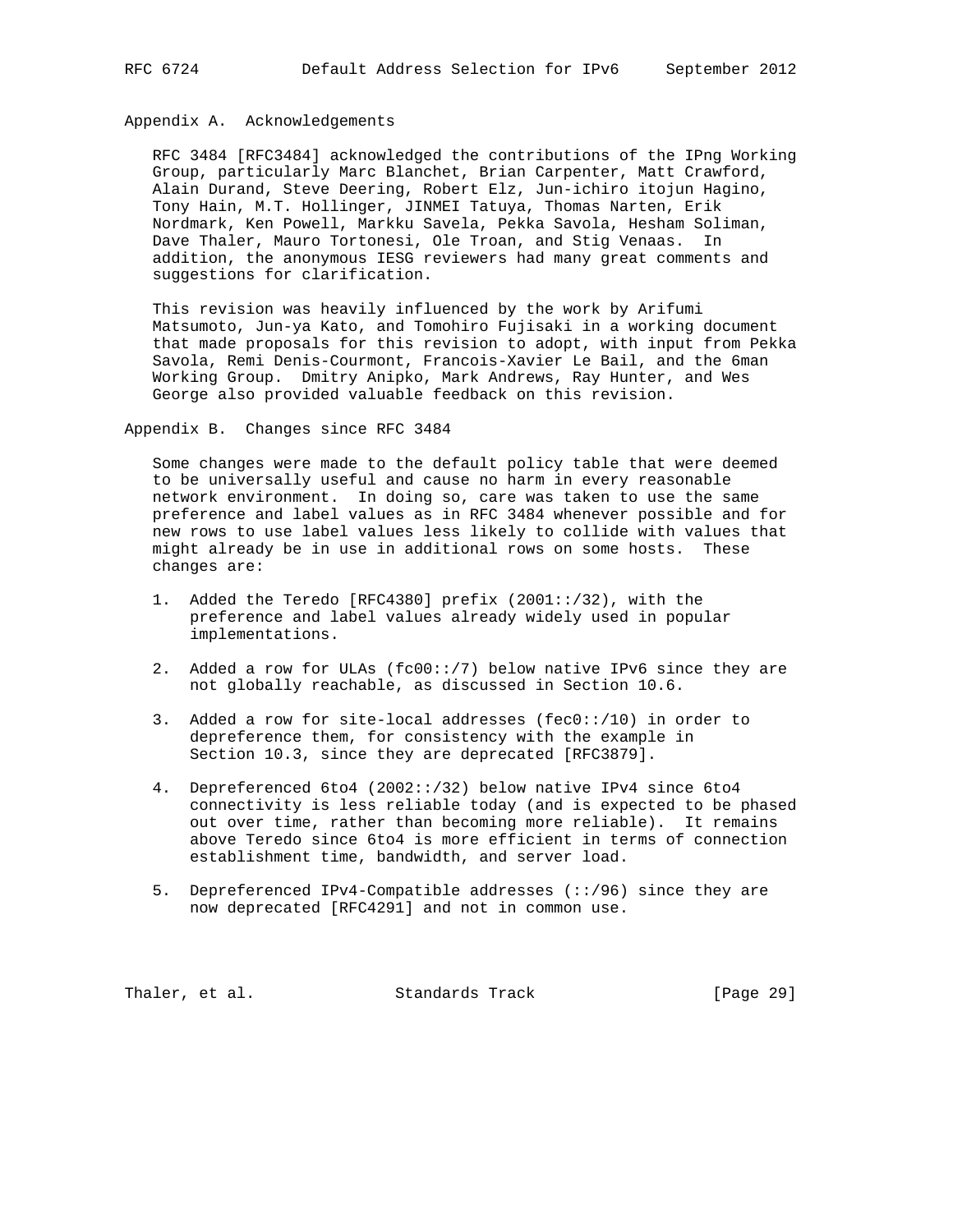## Appendix A. Acknowledgements

RFC 3484 [RFC3484] acknowledged the contributions of the IPng Working Group, particularly Marc Blanchet, Brian Carpenter, Matt Crawford, Alain Durand, Steve Deering, Robert Elz, Jun-ichiro itojun Hagino, Tony Hain, M.T. Hollinger, JINMEI Tatuya, Thomas Narten, Erik Nordmark, Ken Powell, Markku Savela, Pekka Savola, Hesham Soliman, Dave Thaler, Mauro Tortonesi, Ole Troan, and Stig Venaas. In addition, the anonymous IESG reviewers had many great comments and suggestions for clarification.

This revision was heavily influenced by the work by Arifumi Matsumoto, Jun-ya Kato, and Tomohiro Fujisaki in a working document that made proposals for this revision to adopt, with input from Pekka Savola, Remi Denis-Courmont, Francois-Xavier Le Bail, and the 6man Working Group. Dmitry Anipko, Mark Andrews, Ray Hunter, and Wes George also provided valuable feedback on this revision.

## Appendix B. Changes since RFC 3484

Some changes were made to the default policy table that were deemed to be universally useful and cause no harm in every reasonable network environment. In doing so, care was taken to use the same preference and label values as in RFC 3484 whenever possible and for new rows to use label values less likely to collide with values that might already be in use in additional rows on some hosts. These changes are:

1. Added the Teredo [RFC4380] prefix (2001::/32), with the preference and label values already widely used in popular implementations.

2. Added a row for ULAs (fc00::/7) below native IPv6 since they are not globally reachable, as discussed in Section 10.6.

3. Added a row for site-local addresses (fec0::/10) in order to depreference them, for consistency with the example in Section 10.3, since they are deprecated [RFC3879].

4. Depreferenced 6to4 (2002::/32) below native IPv4 since 6to4 connectivity is less reliable today (and is expected to be phased out over time, rather than becoming more reliable). It remains above Teredo since 6to4 is more efficient in terms of connection establishment time, bandwidth, and server load.

5. Depreferenced IPv4-Compatible addresses (::/96) since they are now deprecated [RFC4291] and not in common use.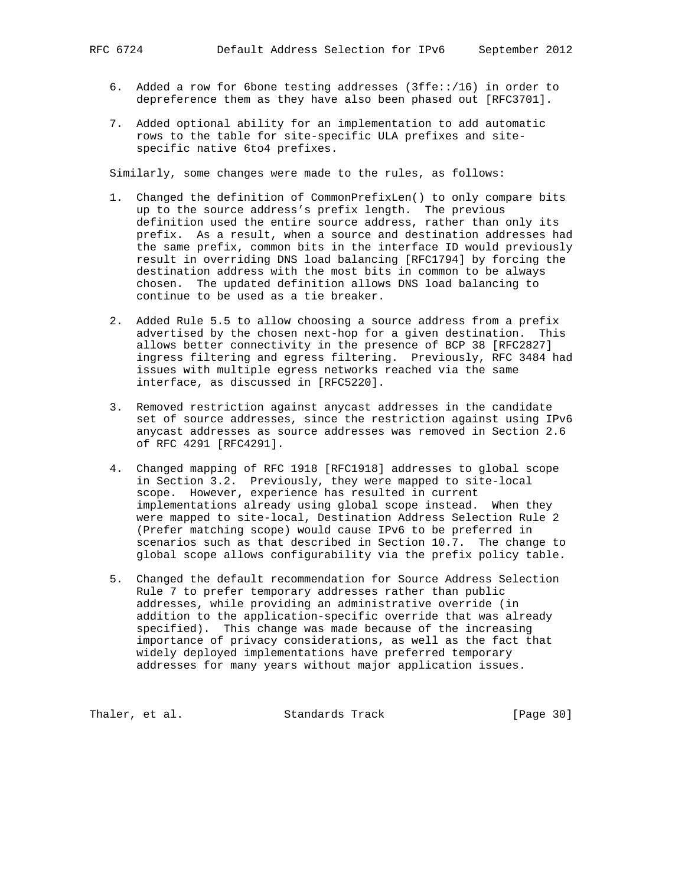6. Added a row for 6bone testing addresses (3ffe::/16) in order to depreference them as they have also been phased out [RFC3701].

7. Added optional ability for an implementation to add automatic rows to the table for site-specific ULA prefixes and site-specific native 6to4 prefixes.

Similarly, some changes were made to the rules, as follows:

1. Changed the definition of CommonPrefixLen() to only compare bits up to the source address's prefix length. The previous definition used the entire source address, rather than only its prefix. As a result, when a source and destination addresses had the same prefix, common bits in the interface ID would previously result in overriding DNS load balancing [RFC1794] by forcing the destination address with the most bits in common to be always chosen. The updated definition allows DNS load balancing to continue to be used as a tie breaker.

2. Added Rule 5.5 to allow choosing a source address from a prefix advertised by the chosen next-hop for a given destination. This allows better connectivity in the presence of BCP 38 [RFC2827] ingress filtering and egress filtering. Previously, RFC 3484 had issues with multiple egress networks reached via the same interface, as discussed in [RFC5220].

3. Removed restriction against anycast addresses in the candidate set of source addresses, since the restriction against using IPv6 anycast addresses as source addresses was removed in Section 2.6 of RFC 4291 [RFC4291].

4. Changed mapping of RFC 1918 [RFC1918] addresses to global scope in Section 3.2. Previously, they were mapped to site-local scope. However, experience has resulted in current implementations already using global scope instead. When they were mapped to site-local, Destination Address Selection Rule 2 (Prefer matching scope) would cause IPv6 to be preferred in scenarios such as that described in Section 10.7. The change to global scope allows configurability via the prefix policy table.

5. Changed the default recommendation for Source Address Selection Rule 7 to prefer temporary addresses rather than public addresses, while providing an administrative override (in addition to the application-specific override that was already specified). This change was made because of the increasing importance of privacy considerations, as well as the fact that widely deployed implementations have preferred temporary addresses for many years without major application issues.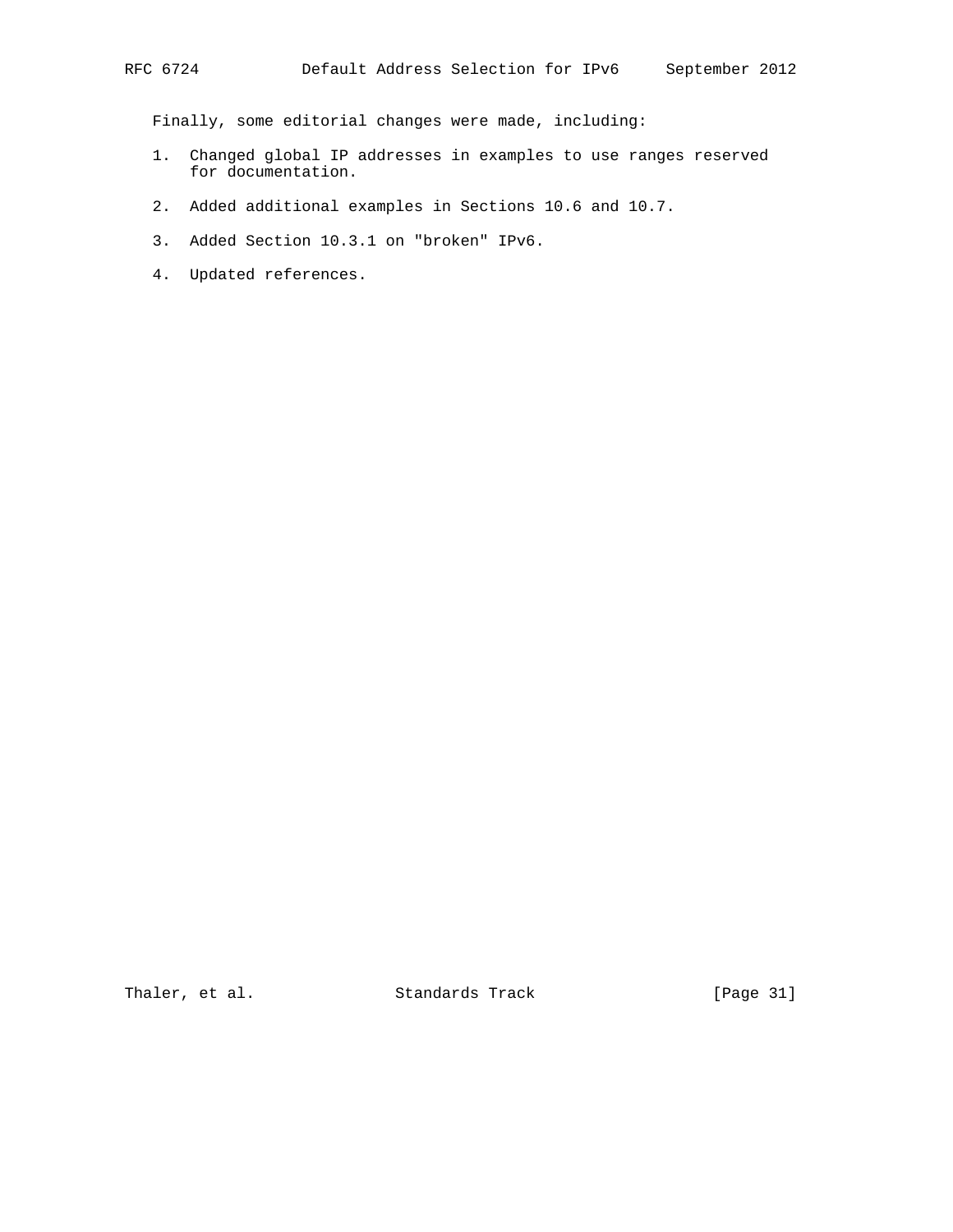Finally, some editorial changes were made, including:

1. Changed global IP addresses in examples to use ranges reserved for documentation.

2. Added additional examples in Sections 10.6 and 10.7.

3. Added Section 10.3.1 on "broken" IPv6.

4. Updated references.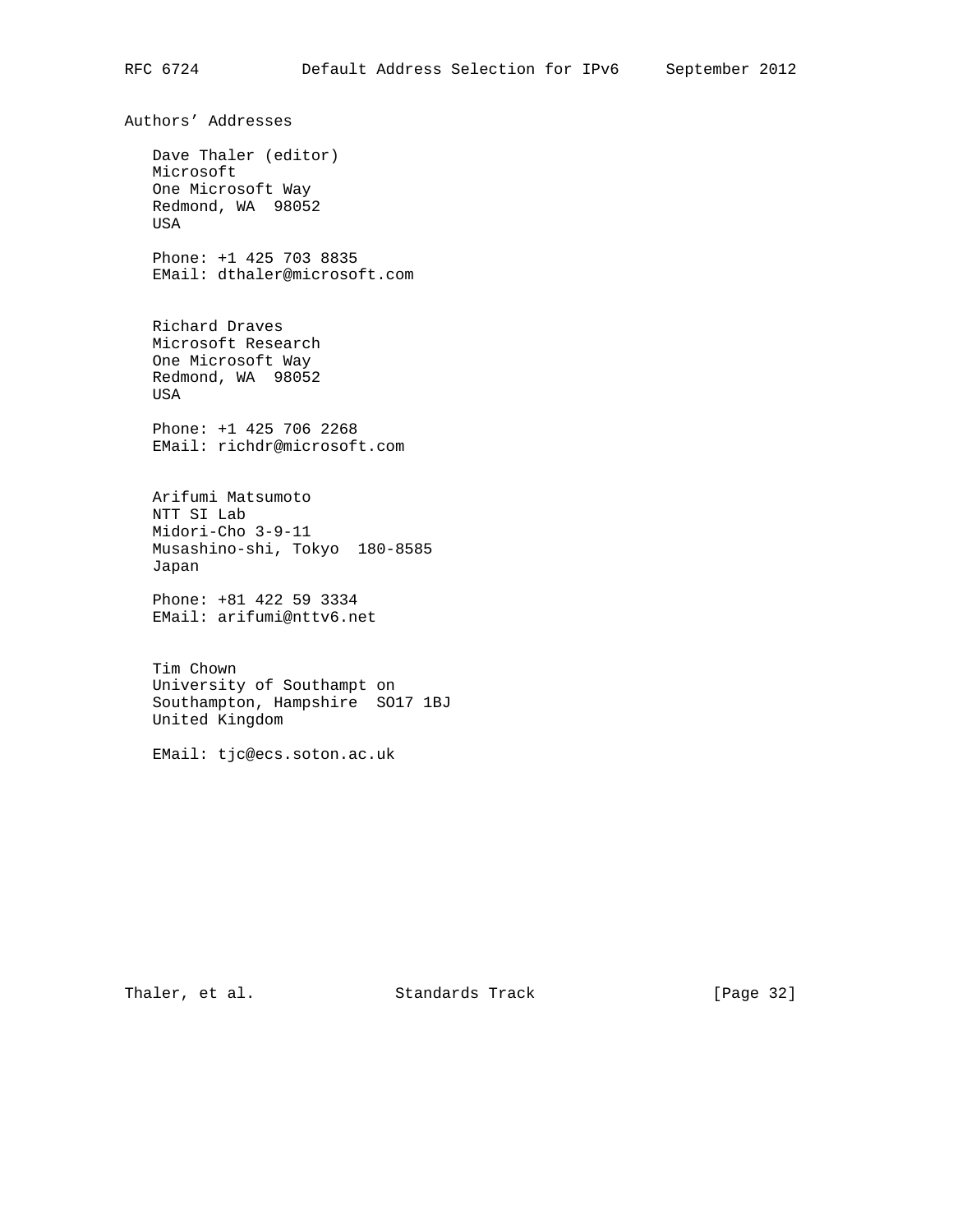## Authors' Addresses

Dave Thaler (editor)
Microsoft
One Microsoft Way
Redmond, WA  98052
USA

Phone: +1 425 703 8835
EMail: dthaler@microsoft.com

Richard Draves
Microsoft Research
One Microsoft Way
Redmond, WA  98052
USA

Phone: +1 425 706 2268
EMail: richdr@microsoft.com

Arifumi Matsumoto
NTT SI Lab
Midori-Cho 3-9-11
Musashino-shi, Tokyo  180-8585
Japan

Phone: +81 422 59 3334
EMail: arifumi@nttv6.net

Tim Chown
University of Southampt on
Southampton, Hampshire  SO17 1BJ
United Kingdom

EMail: tjc@ecs.soton.ac.uk